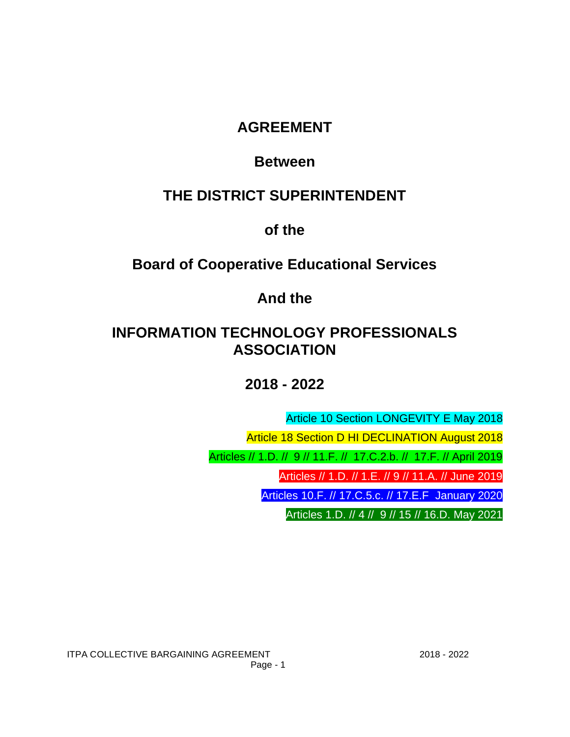# AGREEMENT

## Between

## THE DISTRICT SUPERINTENDENT

## of the

## Board of Cooperative Educational Services

## And the

## INFORMATION TECHNOLOGY PROFESSIONALS ASSOCIATION

## 2018 - 2022

Article 10 Section LONGEVITY E May 2018

Article 18 Section D HI DECLINATION August 2018

Articles // 1.D. // 9 // 11.F. // 17.C.2.b. // 17.F. // April 2019

Articles // 1.D. // 1.E. // 9 // 11.A. // June 2019

Articles 10.F. // 17.C.5.c. // 17.E.F January 2020

Articles 1.D. // 4 // 9 // 15 // 16.D. May 2021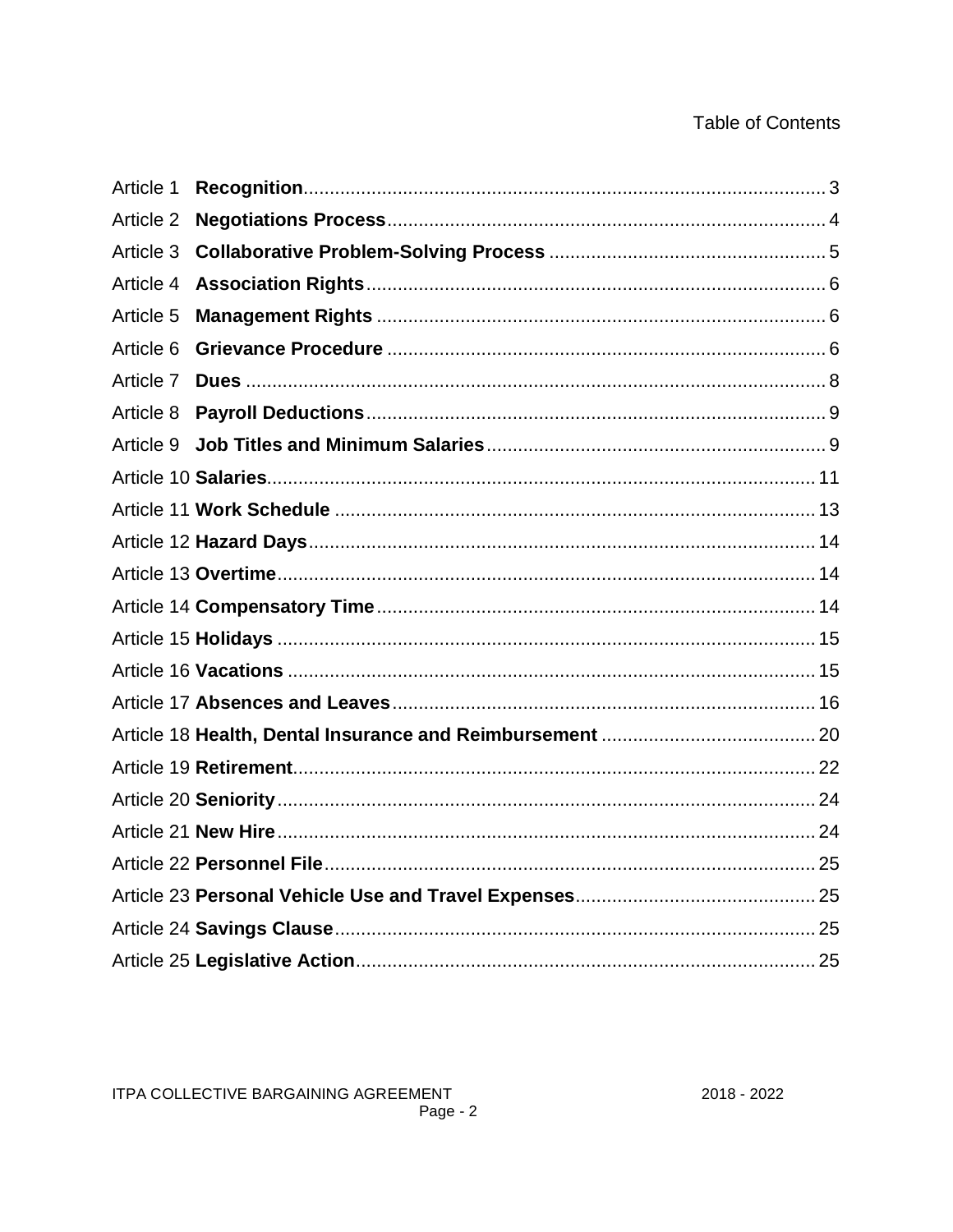# Table of Contents

| Article | Title | Page |
|---|---|---|
| Article 1 | **Recognition** | 3 |
| Article 2 | **Negotiations Process** | 4 |
| Article 3 | **Collaborative Problem-Solving Process** | 5 |
| Article 4 | **Association Rights** | 6 |
| Article 5 | **Management Rights** | 6 |
| Article 6 | **Grievance Procedure** | 6 |
| Article 7 | **Dues** | 8 |
| Article 8 | **Payroll Deductions** | 9 |
| Article 9 | **Job Titles and Minimum Salaries** | 9 |
| Article 10 | **Salaries** | 11 |
| Article 11 | **Work Schedule** | 13 |
| Article 12 | **Hazard Days** | 14 |
| Article 13 | **Overtime** | 14 |
| Article 14 | **Compensatory Time** | 14 |
| Article 15 | **Holidays** | 15 |
| Article 16 | **Vacations** | 15 |
| Article 17 | **Absences and Leaves** | 16 |
| Article 18 | **Health, Dental Insurance and Reimbursement** | 20 |
| Article 19 | **Retirement** | 22 |
| Article 20 | **Seniority** | 24 |
| Article 21 | **New Hire** | 24 |
| Article 22 | **Personnel File** | 25 |
| Article 23 | **Personal Vehicle Use and Travel Expenses** | 25 |
| Article 24 | **Savings Clause** | 25 |
| Article 25 | **Legislative Action** | 25 |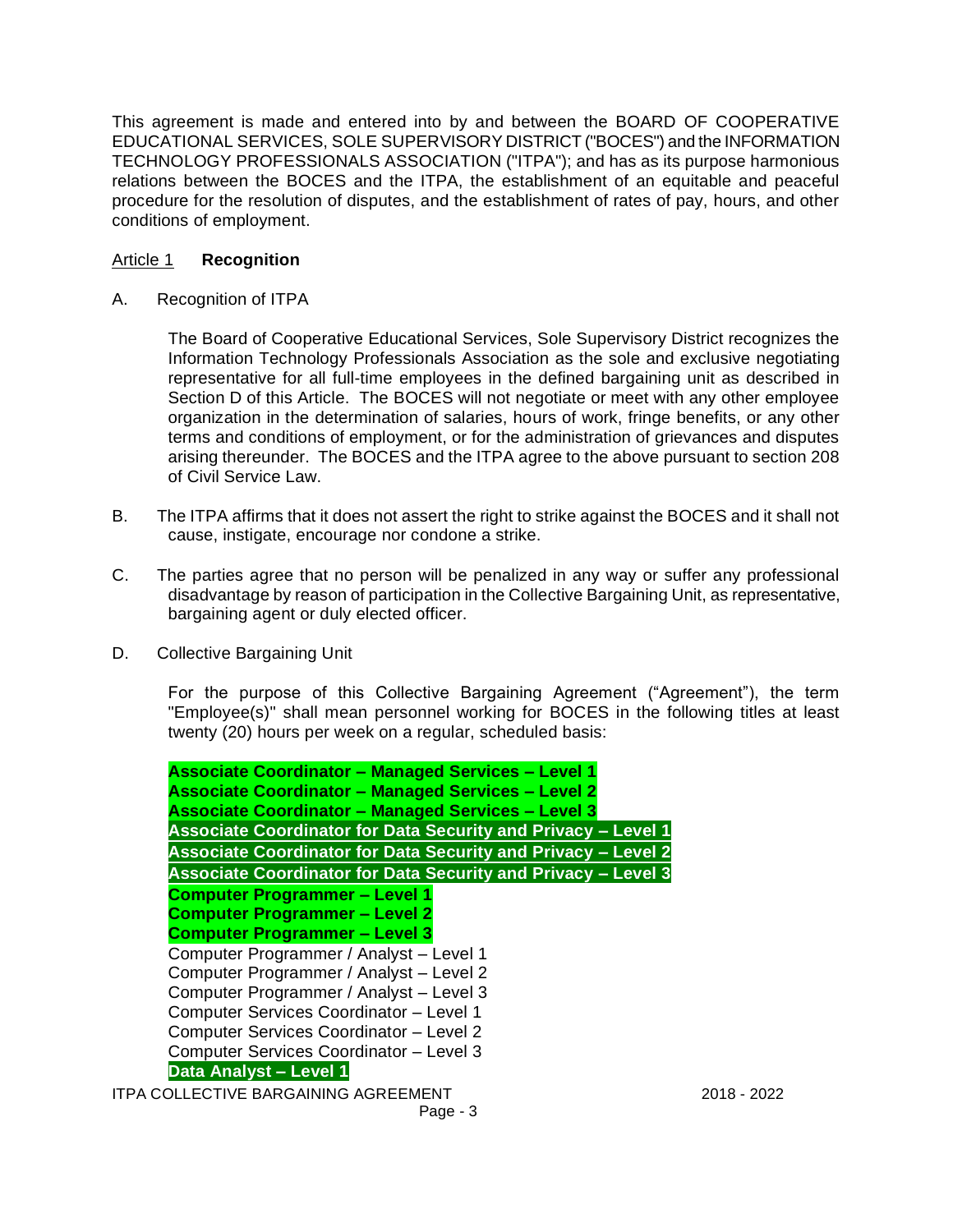This agreement is made and entered into by and between the BOARD OF COOPERATIVE EDUCATIONAL SERVICES, SOLE SUPERVISORY DISTRICT ("BOCES") and the INFORMATION TECHNOLOGY PROFESSIONALS ASSOCIATION ("ITPA"); and has as its purpose harmonious relations between the BOCES and the ITPA, the establishment of an equitable and peaceful procedure for the resolution of disputes, and the establishment of rates of pay, hours, and other conditions of employment.

## Article 1 **Recognition**

A. Recognition of ITPA

The Board of Cooperative Educational Services, Sole Supervisory District recognizes the Information Technology Professionals Association as the sole and exclusive negotiating representative for all full-time employees in the defined bargaining unit as described in Section D of this Article. The BOCES will not negotiate or meet with any other employee organization in the determination of salaries, hours of work, fringe benefits, or any other terms and conditions of employment, or for the administration of grievances and disputes arising thereunder. The BOCES and the ITPA agree to the above pursuant to section 208 of Civil Service Law.

B. The ITPA affirms that it does not assert the right to strike against the BOCES and it shall not cause, instigate, encourage nor condone a strike.

C. The parties agree that no person will be penalized in any way or suffer any professional disadvantage by reason of participation in the Collective Bargaining Unit, as representative, bargaining agent or duly elected officer.

D. Collective Bargaining Unit

For the purpose of this Collective Bargaining Agreement ("Agreement"), the term "Employee(s)" shall mean personnel working for BOCES in the following titles at least twenty (20) hours per week on a regular, scheduled basis:

**Associate Coordinator – Managed Services – Level 1**
**Associate Coordinator – Managed Services – Level 2**
**Associate Coordinator – Managed Services – Level 3**
**Associate Coordinator for Data Security and Privacy – Level 1**
**Associate Coordinator for Data Security and Privacy – Level 2**
**Associate Coordinator for Data Security and Privacy – Level 3**
**Computer Programmer – Level 1**
**Computer Programmer – Level 2**
**Computer Programmer – Level 3**
Computer Programmer / Analyst – Level 1
Computer Programmer / Analyst – Level 2
Computer Programmer / Analyst – Level 3
Computer Services Coordinator – Level 1
Computer Services Coordinator – Level 2
Computer Services Coordinator – Level 3
**Data Analyst – Level 1**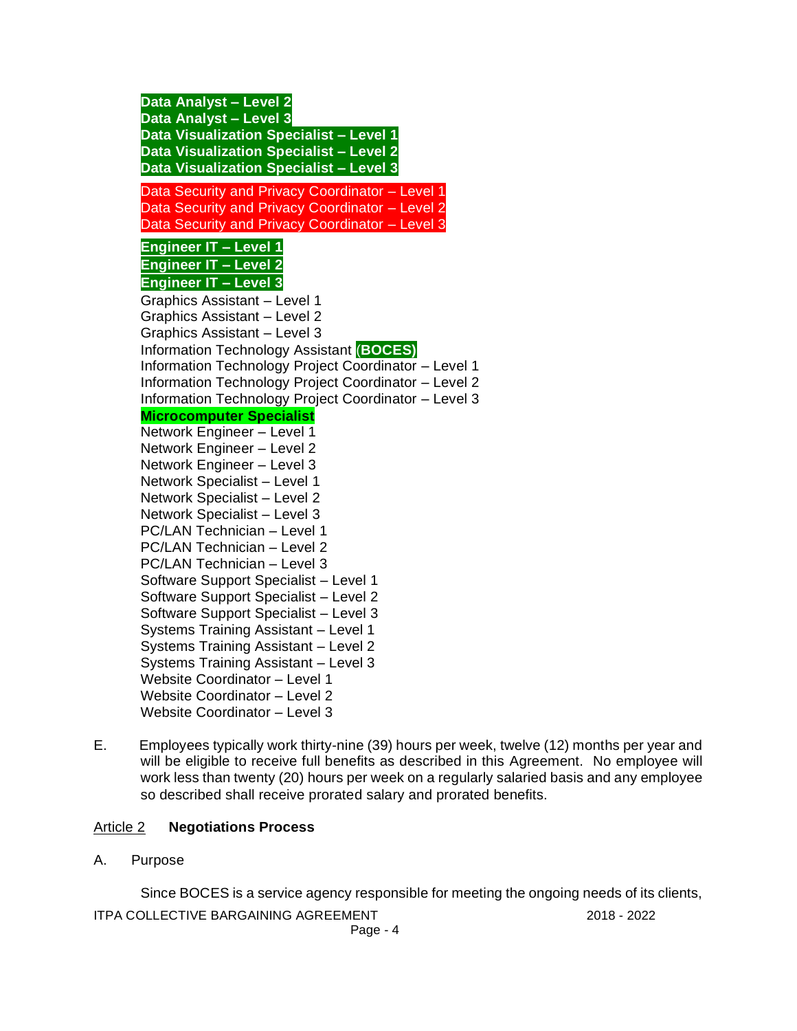**Data Analyst – Level 2**
**Data Analyst – Level 3**
**Data Visualization Specialist – Level 1**
**Data Visualization Specialist – Level 2**
**Data Visualization Specialist – Level 3**

Data Security and Privacy Coordinator – Level 1
Data Security and Privacy Coordinator – Level 2
Data Security and Privacy Coordinator – Level 3

**Engineer IT – Level 1**
**Engineer IT – Level 2**
**Engineer IT – Level 3**
Graphics Assistant – Level 1
Graphics Assistant – Level 2
Graphics Assistant – Level 3
Information Technology Assistant (**BOCES)**
Information Technology Project Coordinator – Level 1
Information Technology Project Coordinator – Level 2
Information Technology Project Coordinator – Level 3
**Microcomputer Specialist**
Network Engineer – Level 1
Network Engineer – Level 2
Network Engineer – Level 3
Network Specialist – Level 1
Network Specialist – Level 2
Network Specialist – Level 3
PC/LAN Technician – Level 1
PC/LAN Technician – Level 2
PC/LAN Technician – Level 3
Software Support Specialist – Level 1
Software Support Specialist – Level 2
Software Support Specialist – Level 3
Systems Training Assistant – Level 1
Systems Training Assistant – Level 2
Systems Training Assistant – Level 3
Website Coordinator – Level 1
Website Coordinator – Level 2
Website Coordinator – Level 3

E. Employees typically work thirty-nine (39) hours per week, twelve (12) months per year and will be eligible to receive full benefits as described in this Agreement. No employee will work less than twenty (20) hours per week on a regularly salaried basis and any employee so described shall receive prorated salary and prorated benefits.

## Article 2 **Negotiations Process**

A. Purpose

Since BOCES is a service agency responsible for meeting the ongoing needs of its clients,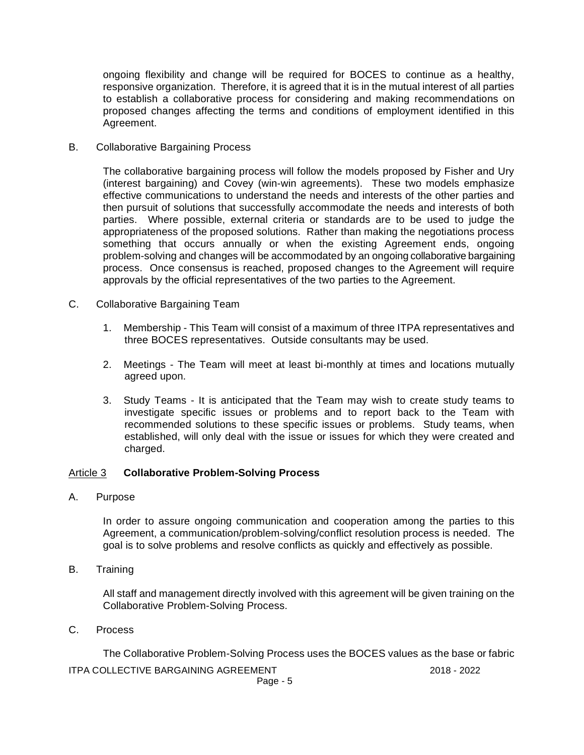ongoing flexibility and change will be required for BOCES to continue as a healthy, responsive organization. Therefore, it is agreed that it is in the mutual interest of all parties to establish a collaborative process for considering and making recommendations on proposed changes affecting the terms and conditions of employment identified in this Agreement.

B. Collaborative Bargaining Process

The collaborative bargaining process will follow the models proposed by Fisher and Ury (interest bargaining) and Covey (win-win agreements). These two models emphasize effective communications to understand the needs and interests of the other parties and then pursuit of solutions that successfully accommodate the needs and interests of both parties. Where possible, external criteria or standards are to be used to judge the appropriateness of the proposed solutions. Rather than making the negotiations process something that occurs annually or when the existing Agreement ends, ongoing problem-solving and changes will be accommodated by an ongoing collaborative bargaining process. Once consensus is reached, proposed changes to the Agreement will require approvals by the official representatives of the two parties to the Agreement.

C. Collaborative Bargaining Team

1. Membership - This Team will consist of a maximum of three ITPA representatives and three BOCES representatives. Outside consultants may be used.

2. Meetings - The Team will meet at least bi-monthly at times and locations mutually agreed upon.

3. Study Teams - It is anticipated that the Team may wish to create study teams to investigate specific issues or problems and to report back to the Team with recommended solutions to these specific issues or problems. Study teams, when established, will only deal with the issue or issues for which they were created and charged.

## Article 3 **Collaborative Problem-Solving Process**

A. Purpose

In order to assure ongoing communication and cooperation among the parties to this Agreement, a communication/problem-solving/conflict resolution process is needed. The goal is to solve problems and resolve conflicts as quickly and effectively as possible.

B. Training

All staff and management directly involved with this agreement will be given training on the Collaborative Problem-Solving Process.

C. Process

The Collaborative Problem-Solving Process uses the BOCES values as the base or fabric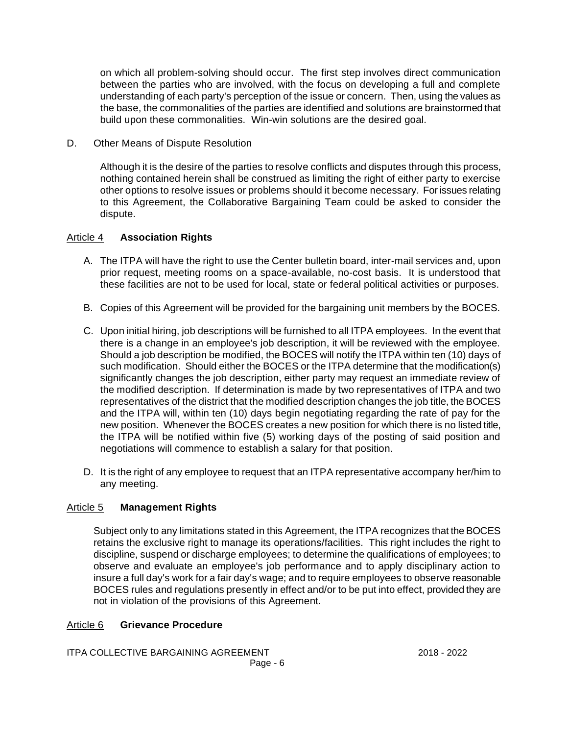on which all problem-solving should occur. The first step involves direct communication between the parties who are involved, with the focus on developing a full and complete understanding of each party's perception of the issue or concern. Then, using the values as the base, the commonalities of the parties are identified and solutions are brainstormed that build upon these commonalities. Win-win solutions are the desired goal.

D. Other Means of Dispute Resolution

Although it is the desire of the parties to resolve conflicts and disputes through this process, nothing contained herein shall be construed as limiting the right of either party to exercise other options to resolve issues or problems should it become necessary. For issues relating to this Agreement, the Collaborative Bargaining Team could be asked to consider the dispute.

## Article 4 **Association Rights**

A. The ITPA will have the right to use the Center bulletin board, inter-mail services and, upon prior request, meeting rooms on a space-available, no-cost basis. It is understood that these facilities are not to be used for local, state or federal political activities or purposes.

B. Copies of this Agreement will be provided for the bargaining unit members by the BOCES.

C. Upon initial hiring, job descriptions will be furnished to all ITPA employees. In the event that there is a change in an employee's job description, it will be reviewed with the employee. Should a job description be modified, the BOCES will notify the ITPA within ten (10) days of such modification. Should either the BOCES or the ITPA determine that the modification(s) significantly changes the job description, either party may request an immediate review of the modified description. If determination is made by two representatives of ITPA and two representatives of the district that the modified description changes the job title, the BOCES and the ITPA will, within ten (10) days begin negotiating regarding the rate of pay for the new position. Whenever the BOCES creates a new position for which there is no listed title, the ITPA will be notified within five (5) working days of the posting of said position and negotiations will commence to establish a salary for that position.

D. It is the right of any employee to request that an ITPA representative accompany her/him to any meeting.

## Article 5 **Management Rights**

Subject only to any limitations stated in this Agreement, the ITPA recognizes that the BOCES retains the exclusive right to manage its operations/facilities. This right includes the right to discipline, suspend or discharge employees; to determine the qualifications of employees; to observe and evaluate an employee's job performance and to apply disciplinary action to insure a full day's work for a fair day's wage; and to require employees to observe reasonable BOCES rules and regulations presently in effect and/or to be put into effect, provided they are not in violation of the provisions of this Agreement.

## Article 6 **Grievance Procedure**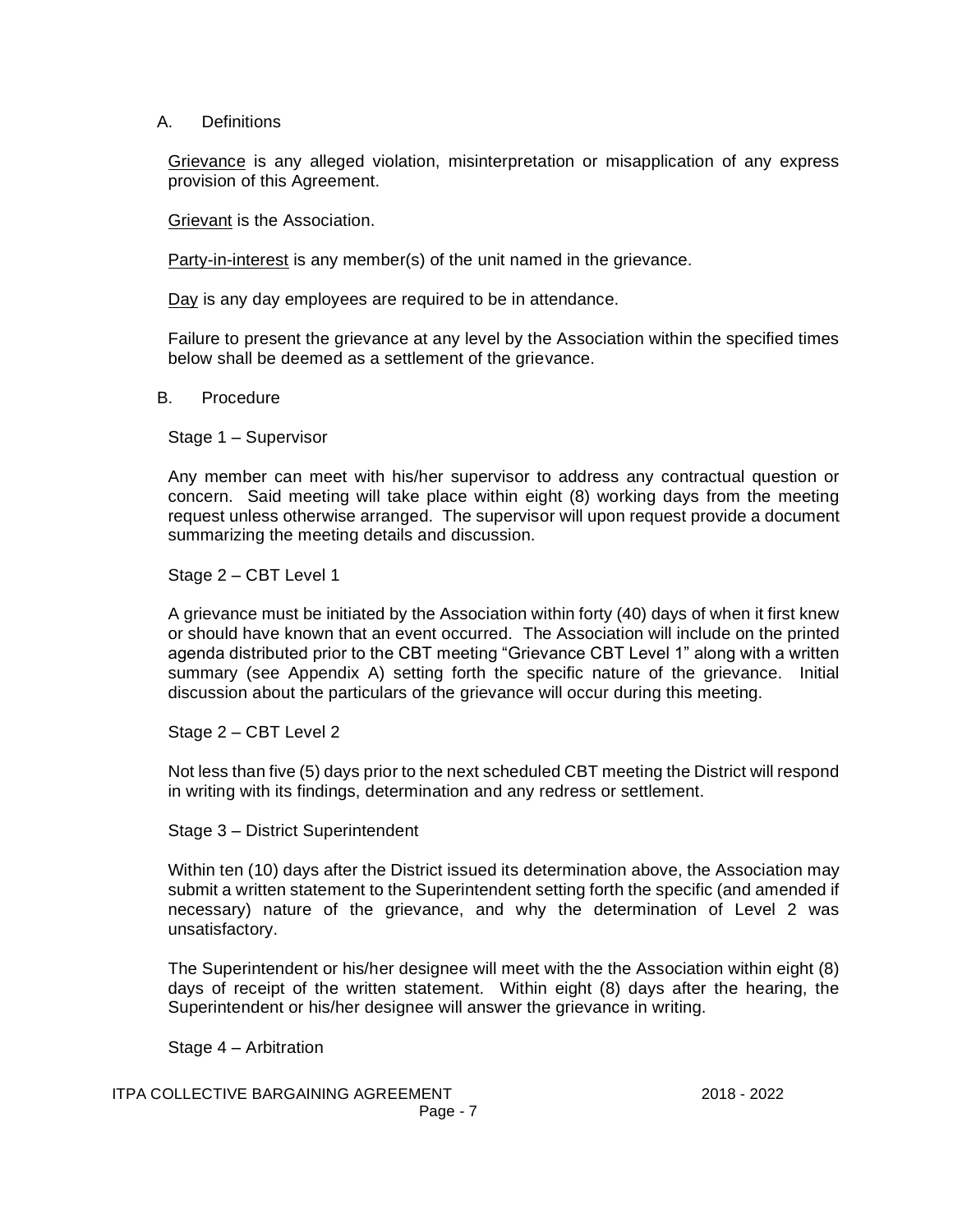## A. Definitions

Grievance is any alleged violation, misinterpretation or misapplication of any express provision of this Agreement.

Grievant is the Association.

Party-in-interest is any member(s) of the unit named in the grievance.

Day is any day employees are required to be in attendance.

Failure to present the grievance at any level by the Association within the specified times below shall be deemed as a settlement of the grievance.

## B. Procedure

Stage 1 – Supervisor

Any member can meet with his/her supervisor to address any contractual question or concern. Said meeting will take place within eight (8) working days from the meeting request unless otherwise arranged. The supervisor will upon request provide a document summarizing the meeting details and discussion.

Stage 2 – CBT Level 1

A grievance must be initiated by the Association within forty (40) days of when it first knew or should have known that an event occurred. The Association will include on the printed agenda distributed prior to the CBT meeting "Grievance CBT Level 1" along with a written summary (see Appendix A) setting forth the specific nature of the grievance. Initial discussion about the particulars of the grievance will occur during this meeting.

Stage 2 – CBT Level 2

Not less than five (5) days prior to the next scheduled CBT meeting the District will respond in writing with its findings, determination and any redress or settlement.

Stage 3 – District Superintendent

Within ten (10) days after the District issued its determination above, the Association may submit a written statement to the Superintendent setting forth the specific (and amended if necessary) nature of the grievance, and why the determination of Level 2 was unsatisfactory.

The Superintendent or his/her designee will meet with the the Association within eight (8) days of receipt of the written statement. Within eight (8) days after the hearing, the Superintendent or his/her designee will answer the grievance in writing.

Stage 4 – Arbitration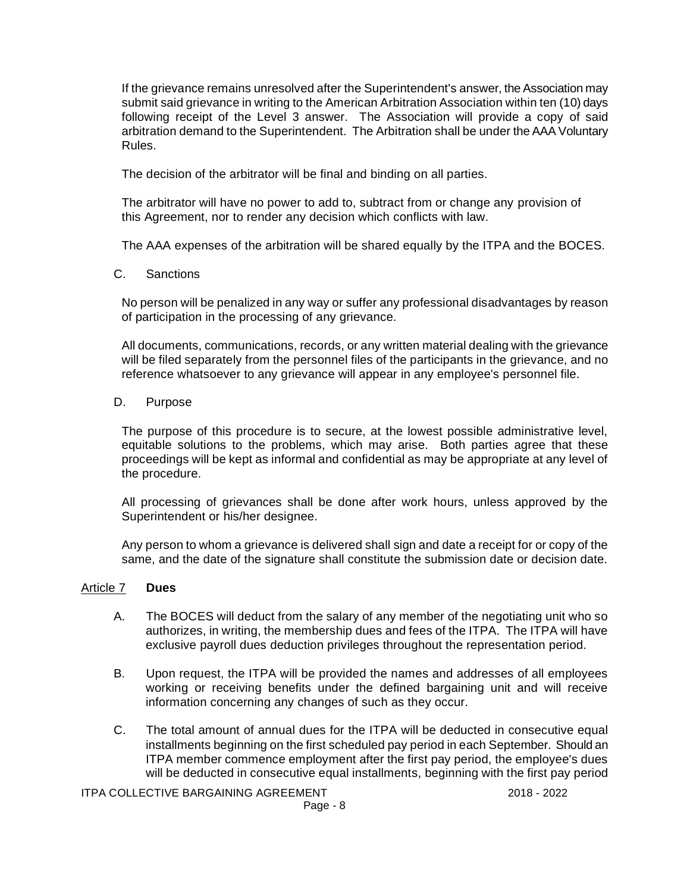If the grievance remains unresolved after the Superintendent's answer, the Association may submit said grievance in writing to the American Arbitration Association within ten (10) days following receipt of the Level 3 answer. The Association will provide a copy of said arbitration demand to the Superintendent. The Arbitration shall be under the AAA Voluntary Rules.

The decision of the arbitrator will be final and binding on all parties.

The arbitrator will have no power to add to, subtract from or change any provision of this Agreement, nor to render any decision which conflicts with law.

The AAA expenses of the arbitration will be shared equally by the ITPA and the BOCES.

C. Sanctions

No person will be penalized in any way or suffer any professional disadvantages by reason of participation in the processing of any grievance.

All documents, communications, records, or any written material dealing with the grievance will be filed separately from the personnel files of the participants in the grievance, and no reference whatsoever to any grievance will appear in any employee's personnel file.

D. Purpose

The purpose of this procedure is to secure, at the lowest possible administrative level, equitable solutions to the problems, which may arise. Both parties agree that these proceedings will be kept as informal and confidential as may be appropriate at any level of the procedure.

All processing of grievances shall be done after work hours, unless approved by the Superintendent or his/her designee.

Any person to whom a grievance is delivered shall sign and date a receipt for or copy of the same, and the date of the signature shall constitute the submission date or decision date.

## Article 7 **Dues**

A. The BOCES will deduct from the salary of any member of the negotiating unit who so authorizes, in writing, the membership dues and fees of the ITPA. The ITPA will have exclusive payroll dues deduction privileges throughout the representation period.

B. Upon request, the ITPA will be provided the names and addresses of all employees working or receiving benefits under the defined bargaining unit and will receive information concerning any changes of such as they occur.

C. The total amount of annual dues for the ITPA will be deducted in consecutive equal installments beginning on the first scheduled pay period in each September. Should an ITPA member commence employment after the first pay period, the employee's dues will be deducted in consecutive equal installments, beginning with the first pay period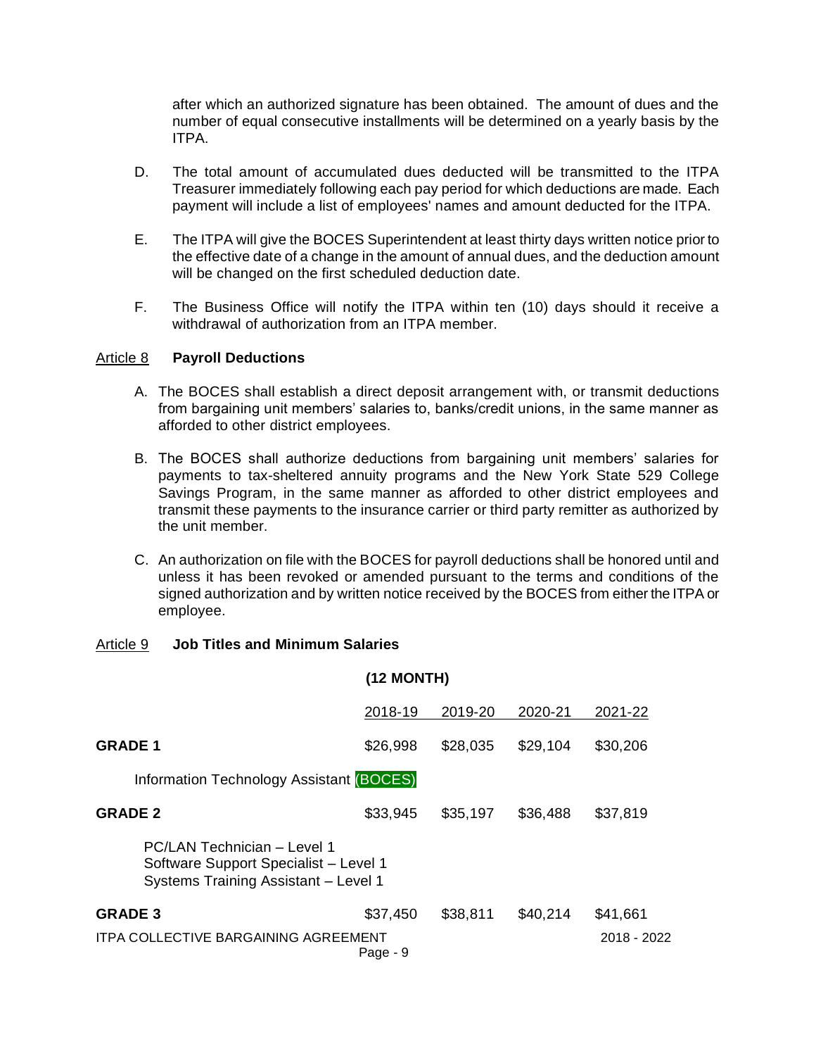after which an authorized signature has been obtained. The amount of dues and the number of equal consecutive installments will be determined on a yearly basis by the ITPA.

D. The total amount of accumulated dues deducted will be transmitted to the ITPA Treasurer immediately following each pay period for which deductions are made. Each payment will include a list of employees' names and amount deducted for the ITPA.

E. The ITPA will give the BOCES Superintendent at least thirty days written notice prior to the effective date of a change in the amount of annual dues, and the deduction amount will be changed on the first scheduled deduction date.

F. The Business Office will notify the ITPA within ten (10) days should it receive a withdrawal of authorization from an ITPA member.

## Article 8 **Payroll Deductions**

A. The BOCES shall establish a direct deposit arrangement with, or transmit deductions from bargaining unit members' salaries to, banks/credit unions, in the same manner as afforded to other district employees.

B. The BOCES shall authorize deductions from bargaining unit members' salaries for payments to tax-sheltered annuity programs and the New York State 529 College Savings Program, in the same manner as afforded to other district employees and transmit these payments to the insurance carrier or third party remitter as authorized by the unit member.

C. An authorization on file with the BOCES for payroll deductions shall be honored until and unless it has been revoked or amended pursuant to the terms and conditions of the signed authorization and by written notice received by the BOCES from either the ITPA or employee.

## Article 9 **Job Titles and Minimum Salaries**

**(12 MONTH)**

| | 2018-19 | 2019-20 | 2020-21 | 2021-22 |
|---|---|---|---|---|
| **GRADE 1** | $26,998 | $28,035 | $29,104 | $30,206 |
| Information Technology Assistant (BOCES) | | | | |
| **GRADE 2** | $33,945 | $35,197 | $36,488 | $37,819 |
| PC/LAN Technician – Level 1<br>Software Support Specialist – Level 1<br>Systems Training Assistant – Level 1 | | | | |
| **GRADE 3** | $37,450 | $38,811 | $40,214 | $41,661 |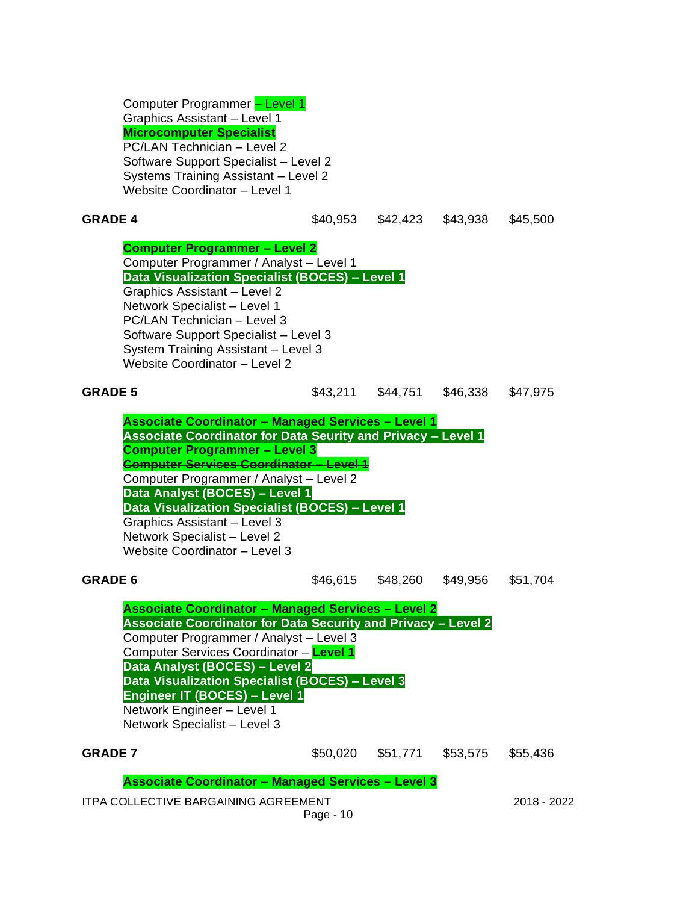Computer Programmer – Level 1
Graphics Assistant – Level 1
**Microcomputer Specialist**
PC/LAN Technician – Level 2
Software Support Specialist – Level 2
Systems Training Assistant – Level 2
Website Coordinator – Level 1

| **GRADE 4** | $40,953 | $42,423 | $43,938 | $45,500 |
|---|---|---|---|---|

**Computer Programmer – Level 2**
Computer Programmer / Analyst – Level 1
**Data Visualization Specialist (BOCES) – Level 1**
Graphics Assistant – Level 2
Network Specialist – Level 1
PC/LAN Technician – Level 3
Software Support Specialist – Level 3
System Training Assistant – Level 3
Website Coordinator – Level 2

| **GRADE 5** | $43,211 | $44,751 | $46,338 | $47,975 |
|---|---|---|---|---|

**Associate Coordinator – Managed Services – Level 1**
**Associate Coordinator for Data Seurity and Privacy – Level 1**
**Computer Programmer – Level 3**
**~~Computer Services Coordinator – Level 1~~**
Computer Programmer / Analyst – Level 2
**Data Analyst (BOCES) – Level 1**
**Data Visualization Specialist (BOCES) – Level 1**
Graphics Assistant – Level 3
Network Specialist – Level 2
Website Coordinator – Level 3

| **GRADE 6** | $46,615 | $48,260 | $49,956 | $51,704 |
|---|---|---|---|---|

**Associate Coordinator – Managed Services – Level 2**
**Associate Coordinator for Data Security and Privacy – Level 2**
Computer Programmer / Analyst – Level 3
Computer Services Coordinator – **Level 1**
**Data Analyst (BOCES) – Level 2**
**Data Visualization Specialist (BOCES) – Level 3**
**Engineer IT (BOCES) – Level 1**
Network Engineer – Level 1
Network Specialist – Level 3

| **GRADE 7** | $50,020 | $51,771 | $53,575 | $55,436 |
|---|---|---|---|---|

**Associate Coordinator – Managed Services – Level 3**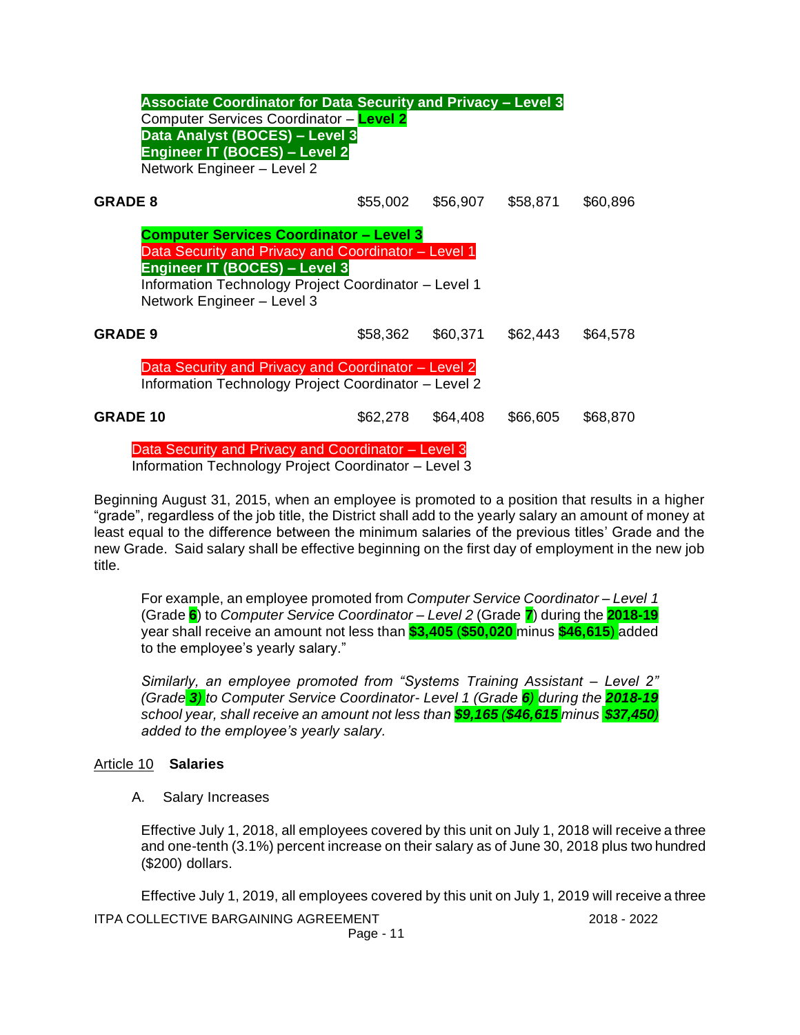Associate Coordinator for Data Security and Privacy – Level 3
Computer Services Coordinator – Level 2
Data Analyst (BOCES) – Level 3
Engineer IT (BOCES) – Level 2
Network Engineer – Level 2

| | | | | |
|---|---|---|---|---|
| **GRADE 8** | $55,002 | $56,907 | $58,871 | $60,896 |

Computer Services Coordinator – Level 3
Data Security and Privacy and Coordinator – Level 1
Engineer IT (BOCES) – Level 3
Information Technology Project Coordinator – Level 1
Network Engineer – Level 3

| | | | | |
|---|---|---|---|---|
| **GRADE 9** | $58,362 | $60,371 | $62,443 | $64,578 |

Data Security and Privacy and Coordinator – Level 2
Information Technology Project Coordinator – Level 2

| | | | | |
|---|---|---|---|---|
| **GRADE 10** | $62,278 | $64,408 | $66,605 | $68,870 |

Data Security and Privacy and Coordinator – Level 3
Information Technology Project Coordinator – Level 3

Beginning August 31, 2015, when an employee is promoted to a position that results in a higher "grade", regardless of the job title, the District shall add to the yearly salary an amount of money at least equal to the difference between the minimum salaries of the previous titles' Grade and the new Grade. Said salary shall be effective beginning on the first day of employment in the new job title.

For example, an employee promoted from *Computer Service Coordinator – Level 1* (Grade **6**) to *Computer Service Coordinator – Level 2* (Grade **7**) during the **2018-19** year shall receive an amount not less than **$3,405** (**$50,020** minus **$46,615**) added to the employee's yearly salary."

*Similarly, an employee promoted from "Systems Training Assistant – Level 2" (Grade **3)** to Computer Service Coordinator- Level 1 (Grade **6)** during the **2018-19** school year, shall receive an amount not less than **$9,165 ($46,615** minus **$37,450)** added to the employee's yearly salary.*

## Article 10 **Salaries**

A. Salary Increases

Effective July 1, 2018, all employees covered by this unit on July 1, 2018 will receive a three and one-tenth (3.1%) percent increase on their salary as of June 30, 2018 plus two hundred ($200) dollars.

Effective July 1, 2019, all employees covered by this unit on July 1, 2019 will receive a three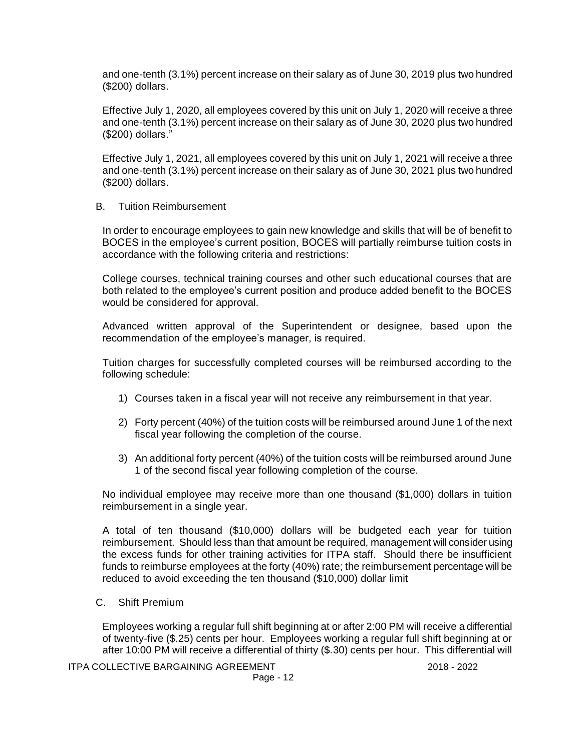and one-tenth (3.1%) percent increase on their salary as of June 30, 2019 plus two hundred ($200) dollars.

Effective July 1, 2020, all employees covered by this unit on July 1, 2020 will receive a three and one-tenth (3.1%) percent increase on their salary as of June 30, 2020 plus two hundred ($200) dollars."

Effective July 1, 2021, all employees covered by this unit on July 1, 2021 will receive a three and one-tenth (3.1%) percent increase on their salary as of June 30, 2021 plus two hundred ($200) dollars.

B. Tuition Reimbursement

In order to encourage employees to gain new knowledge and skills that will be of benefit to BOCES in the employee's current position, BOCES will partially reimburse tuition costs in accordance with the following criteria and restrictions:

College courses, technical training courses and other such educational courses that are both related to the employee's current position and produce added benefit to the BOCES would be considered for approval.

Advanced written approval of the Superintendent or designee, based upon the recommendation of the employee's manager, is required.

Tuition charges for successfully completed courses will be reimbursed according to the following schedule:

1) Courses taken in a fiscal year will not receive any reimbursement in that year.
2) Forty percent (40%) of the tuition costs will be reimbursed around June 1 of the next fiscal year following the completion of the course.
3) An additional forty percent (40%) of the tuition costs will be reimbursed around June 1 of the second fiscal year following completion of the course.

No individual employee may receive more than one thousand ($1,000) dollars in tuition reimbursement in a single year.

A total of ten thousand ($10,000) dollars will be budgeted each year for tuition reimbursement. Should less than that amount be required, management will consider using the excess funds for other training activities for ITPA staff. Should there be insufficient funds to reimburse employees at the forty (40%) rate; the reimbursement percentage will be reduced to avoid exceeding the ten thousand ($10,000) dollar limit

C. Shift Premium

Employees working a regular full shift beginning at or after 2:00 PM will receive a differential of twenty-five ($.25) cents per hour. Employees working a regular full shift beginning at or after 10:00 PM will receive a differential of thirty ($.30) cents per hour. This differential will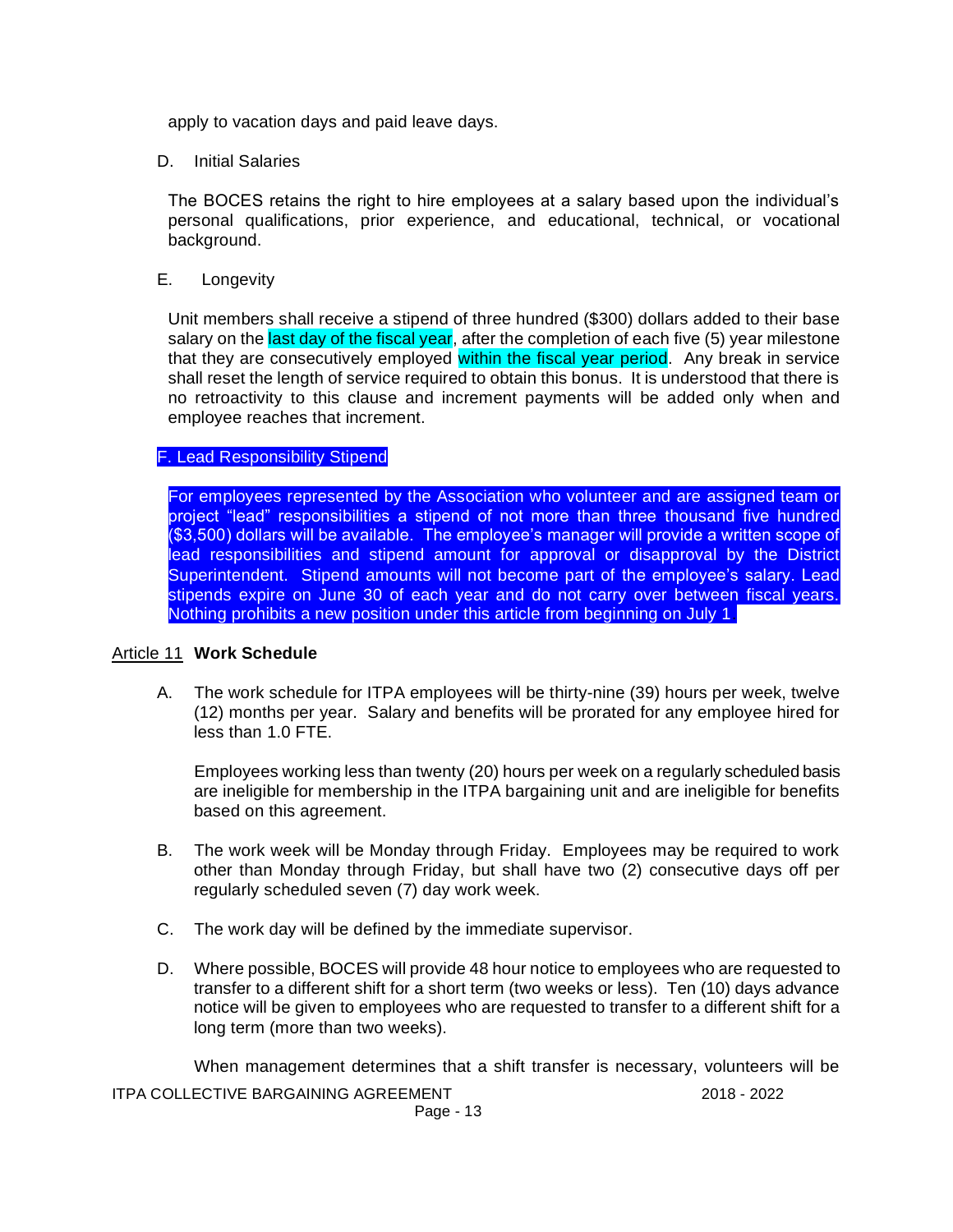apply to vacation days and paid leave days.

D. Initial Salaries

The BOCES retains the right to hire employees at a salary based upon the individual's personal qualifications, prior experience, and educational, technical, or vocational background.

E. Longevity

Unit members shall receive a stipend of three hundred ($300) dollars added to their base salary on the last day of the fiscal year, after the completion of each five (5) year milestone that they are consecutively employed within the fiscal year period. Any break in service shall reset the length of service required to obtain this bonus. It is understood that there is no retroactivity to this clause and increment payments will be added only when and employee reaches that increment.

F. Lead Responsibility Stipend

For employees represented by the Association who volunteer and are assigned team or project "lead" responsibilities a stipend of not more than three thousand five hundred ($3,500) dollars will be available. The employee's manager will provide a written scope of lead responsibilities and stipend amount for approval or disapproval by the District Superintendent. Stipend amounts will not become part of the employee's salary. Lead stipends expire on June 30 of each year and do not carry over between fiscal years. Nothing prohibits a new position under this article from beginning on July 1

## Article 11 **Work Schedule**

A. The work schedule for ITPA employees will be thirty-nine (39) hours per week, twelve (12) months per year. Salary and benefits will be prorated for any employee hired for less than 1.0 FTE.

   Employees working less than twenty (20) hours per week on a regularly scheduled basis are ineligible for membership in the ITPA bargaining unit and are ineligible for benefits based on this agreement.

B. The work week will be Monday through Friday. Employees may be required to work other than Monday through Friday, but shall have two (2) consecutive days off per regularly scheduled seven (7) day work week.

C. The work day will be defined by the immediate supervisor.

D. Where possible, BOCES will provide 48 hour notice to employees who are requested to transfer to a different shift for a short term (two weeks or less). Ten (10) days advance notice will be given to employees who are requested to transfer to a different shift for a long term (more than two weeks).

   When management determines that a shift transfer is necessary, volunteers will be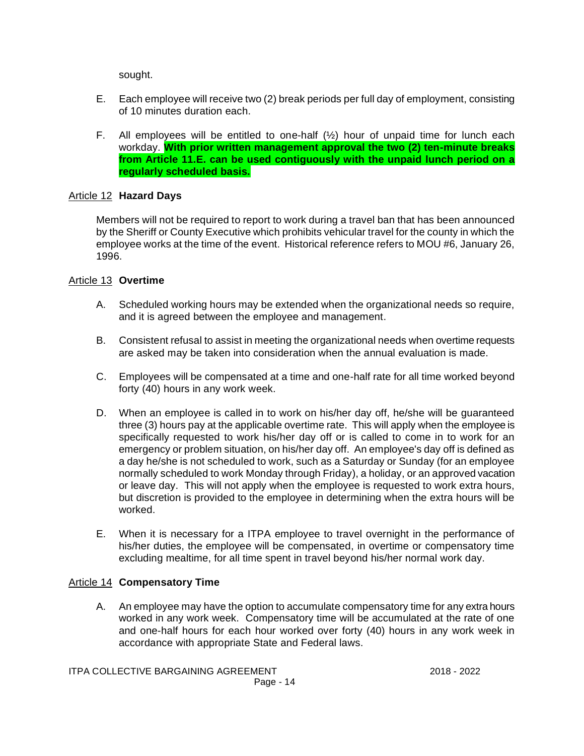sought.

E. Each employee will receive two (2) break periods per full day of employment, consisting of 10 minutes duration each.

F. All employees will be entitled to one-half (½) hour of unpaid time for lunch each workday. **With prior written management approval the two (2) ten-minute breaks from Article 11.E. can be used contiguously with the unpaid lunch period on a regularly scheduled basis.**

## Article 12 Hazard Days

Members will not be required to report to work during a travel ban that has been announced by the Sheriff or County Executive which prohibits vehicular travel for the county in which the employee works at the time of the event. Historical reference refers to MOU #6, January 26, 1996.

## Article 13 Overtime

A. Scheduled working hours may be extended when the organizational needs so require, and it is agreed between the employee and management.

B. Consistent refusal to assist in meeting the organizational needs when overtime requests are asked may be taken into consideration when the annual evaluation is made.

C. Employees will be compensated at a time and one-half rate for all time worked beyond forty (40) hours in any work week.

D. When an employee is called in to work on his/her day off, he/she will be guaranteed three (3) hours pay at the applicable overtime rate. This will apply when the employee is specifically requested to work his/her day off or is called to come in to work for an emergency or problem situation, on his/her day off. An employee's day off is defined as a day he/she is not scheduled to work, such as a Saturday or Sunday (for an employee normally scheduled to work Monday through Friday), a holiday, or an approved vacation or leave day. This will not apply when the employee is requested to work extra hours, but discretion is provided to the employee in determining when the extra hours will be worked.

E. When it is necessary for a ITPA employee to travel overnight in the performance of his/her duties, the employee will be compensated, in overtime or compensatory time excluding mealtime, for all time spent in travel beyond his/her normal work day.

## Article 14 Compensatory Time

A. An employee may have the option to accumulate compensatory time for any extra hours worked in any work week. Compensatory time will be accumulated at the rate of one and one-half hours for each hour worked over forty (40) hours in any work week in accordance with appropriate State and Federal laws.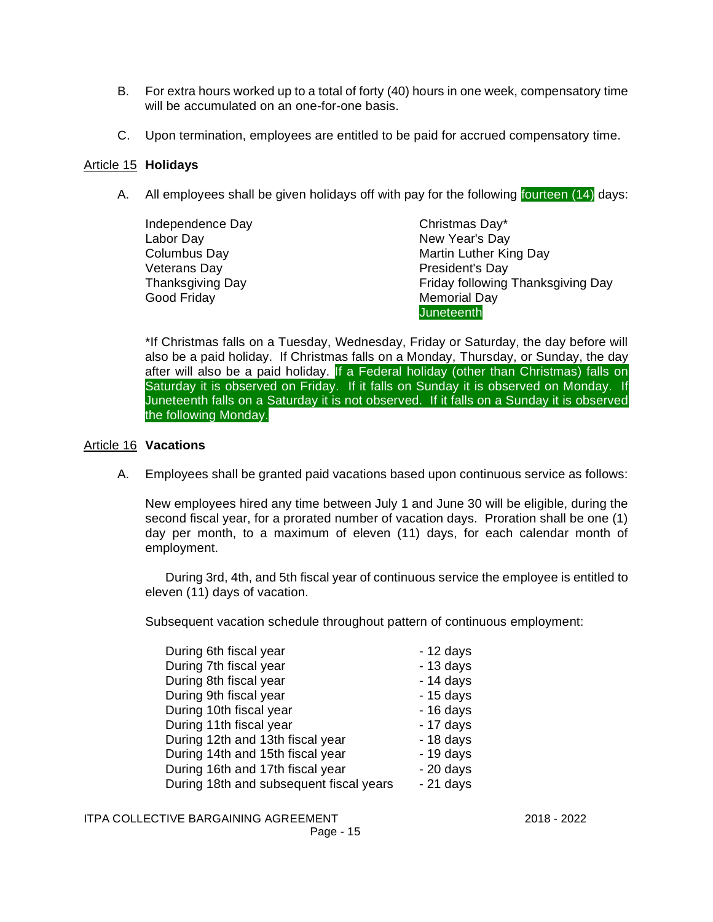B. For extra hours worked up to a total of forty (40) hours in one week, compensatory time will be accumulated on an one-for-one basis.

C. Upon termination, employees are entitled to be paid for accrued compensatory time.

## Article 15 Holidays

A. All employees shall be given holidays off with pay for the following fourteen (14) days:

| | |
|---|---|
| Independence Day | Christmas Day* |
| Labor Day | New Year's Day |
| Columbus Day | Martin Luther King Day |
| Veterans Day | President's Day |
| Thanksgiving Day | Friday following Thanksgiving Day |
| Good Friday | Memorial Day |
| | Juneteenth |

*If Christmas falls on a Tuesday, Wednesday, Friday or Saturday, the day before will also be a paid holiday. If Christmas falls on a Monday, Thursday, or Sunday, the day after will also be a paid holiday. If a Federal holiday (other than Christmas) falls on Saturday it is observed on Friday. If it falls on Sunday it is observed on Monday. If Juneteenth falls on a Saturday it is not observed. If it falls on a Sunday it is observed the following Monday.

## Article 16 Vacations

A. Employees shall be granted paid vacations based upon continuous service as follows:

New employees hired any time between July 1 and June 30 will be eligible, during the second fiscal year, for a prorated number of vacation days. Proration shall be one (1) day per month, to a maximum of eleven (11) days, for each calendar month of employment.

During 3rd, 4th, and 5th fiscal year of continuous service the employee is entitled to eleven (11) days of vacation.

Subsequent vacation schedule throughout pattern of continuous employment:

| | |
|---|---|
| During 6th fiscal year | - 12 days |
| During 7th fiscal year | - 13 days |
| During 8th fiscal year | - 14 days |
| During 9th fiscal year | - 15 days |
| During 10th fiscal year | - 16 days |
| During 11th fiscal year | - 17 days |
| During 12th and 13th fiscal year | - 18 days |
| During 14th and 15th fiscal year | - 19 days |
| During 16th and 17th fiscal year | - 20 days |
| During 18th and subsequent fiscal years | - 21 days |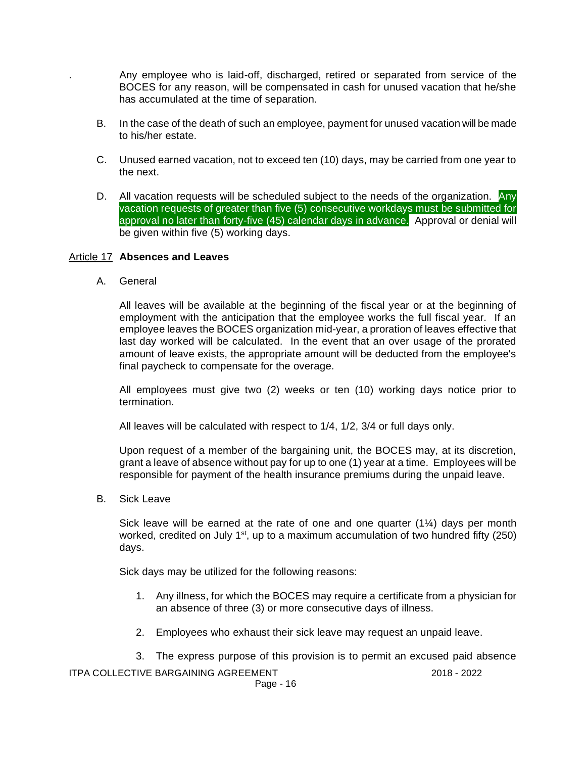. Any employee who is laid-off, discharged, retired or separated from service of the BOCES for any reason, will be compensated in cash for unused vacation that he/she has accumulated at the time of separation.

B. In the case of the death of such an employee, payment for unused vacation will be made to his/her estate.

C. Unused earned vacation, not to exceed ten (10) days, may be carried from one year to the next.

D. All vacation requests will be scheduled subject to the needs of the organization. Any vacation requests of greater than five (5) consecutive workdays must be submitted for approval no later than forty-five (45) calendar days in advance. Approval or denial will be given within five (5) working days.

## Article 17 **Absences and Leaves**

A. General

All leaves will be available at the beginning of the fiscal year or at the beginning of employment with the anticipation that the employee works the full fiscal year. If an employee leaves the BOCES organization mid-year, a proration of leaves effective that last day worked will be calculated. In the event that an over usage of the prorated amount of leave exists, the appropriate amount will be deducted from the employee's final paycheck to compensate for the overage.

All employees must give two (2) weeks or ten (10) working days notice prior to termination.

All leaves will be calculated with respect to 1/4, 1/2, 3/4 or full days only.

Upon request of a member of the bargaining unit, the BOCES may, at its discretion, grant a leave of absence without pay for up to one (1) year at a time. Employees will be responsible for payment of the health insurance premiums during the unpaid leave.

B. Sick Leave

Sick leave will be earned at the rate of one and one quarter (1¼) days per month worked, credited on July 1st, up to a maximum accumulation of two hundred fifty (250) days.

Sick days may be utilized for the following reasons:

1. Any illness, for which the BOCES may require a certificate from a physician for an absence of three (3) or more consecutive days of illness.

2. Employees who exhaust their sick leave may request an unpaid leave.

3. The express purpose of this provision is to permit an excused paid absence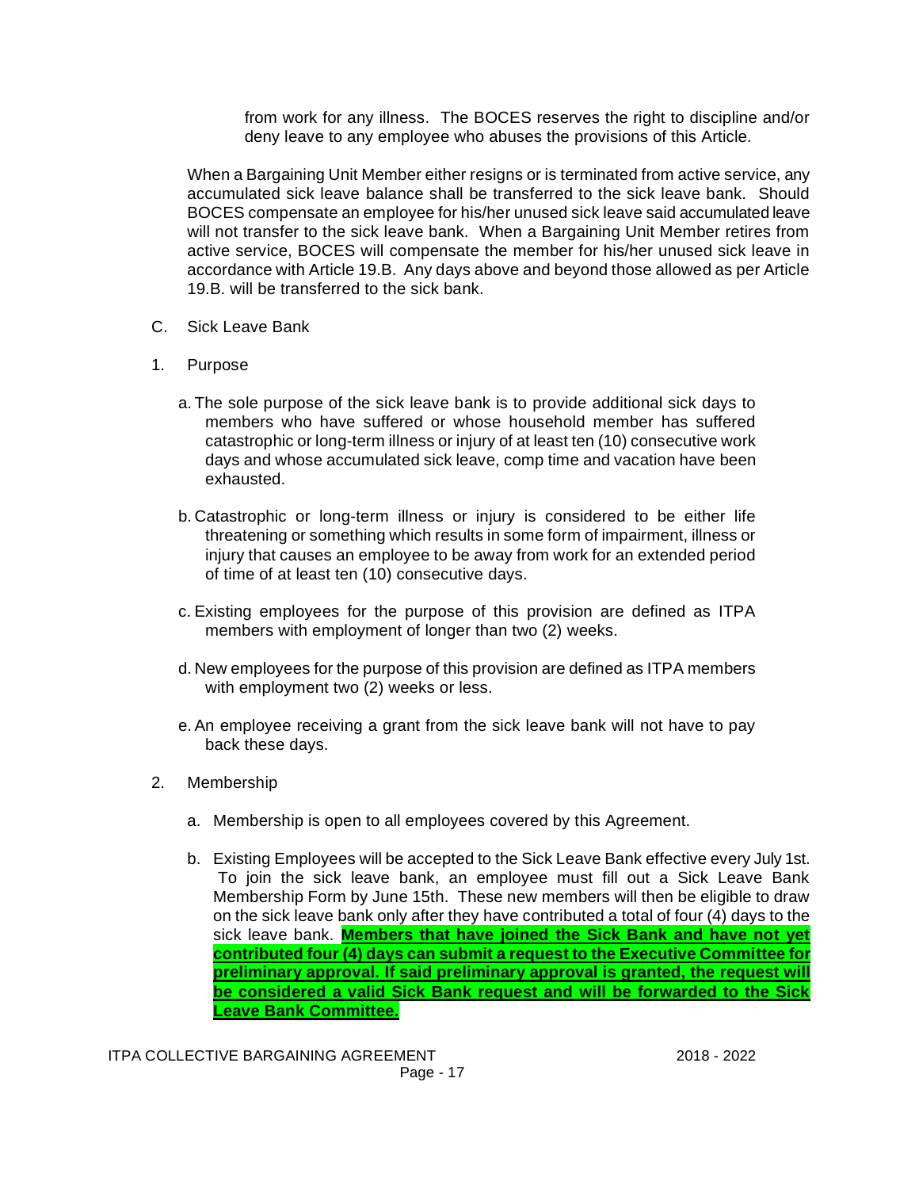from work for any illness. The BOCES reserves the right to discipline and/or deny leave to any employee who abuses the provisions of this Article.

When a Bargaining Unit Member either resigns or is terminated from active service, any accumulated sick leave balance shall be transferred to the sick leave bank. Should BOCES compensate an employee for his/her unused sick leave said accumulated leave will not transfer to the sick leave bank. When a Bargaining Unit Member retires from active service, BOCES will compensate the member for his/her unused sick leave in accordance with Article 19.B. Any days above and beyond those allowed as per Article 19.B. will be transferred to the sick bank.

C. Sick Leave Bank

1. Purpose

a. The sole purpose of the sick leave bank is to provide additional sick days to members who have suffered or whose household member has suffered catastrophic or long-term illness or injury of at least ten (10) consecutive work days and whose accumulated sick leave, comp time and vacation have been exhausted.

b. Catastrophic or long-term illness or injury is considered to be either life threatening or something which results in some form of impairment, illness or injury that causes an employee to be away from work for an extended period of time of at least ten (10) consecutive days.

c. Existing employees for the purpose of this provision are defined as ITPA members with employment of longer than two (2) weeks.

d. New employees for the purpose of this provision are defined as ITPA members with employment two (2) weeks or less.

e. An employee receiving a grant from the sick leave bank will not have to pay back these days.

2. Membership

a. Membership is open to all employees covered by this Agreement.

b. Existing Employees will be accepted to the Sick Leave Bank effective every July 1st. To join the sick leave bank, an employee must fill out a Sick Leave Bank Membership Form by June 15th. These new members will then be eligible to draw on the sick leave bank only after they have contributed a total of four (4) days to the sick leave bank. **Members that have joined the Sick Bank and have not yet contributed four (4) days can submit a request to the Executive Committee for preliminary approval. If said preliminary approval is granted, the request will be considered a valid Sick Bank request and will be forwarded to the Sick Leave Bank Committee.**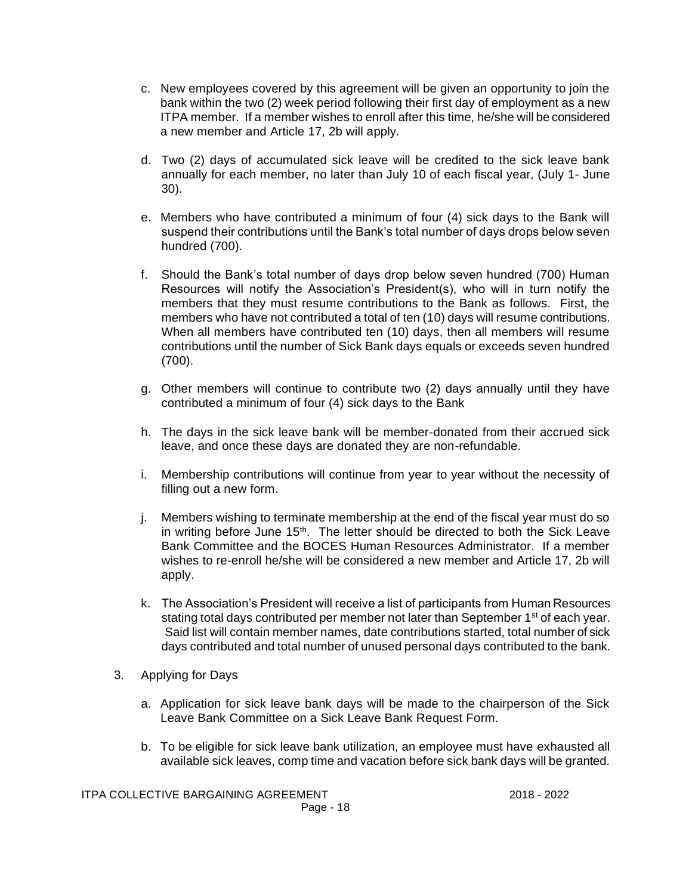c. New employees covered by this agreement will be given an opportunity to join the bank within the two (2) week period following their first day of employment as a new ITPA member. If a member wishes to enroll after this time, he/she will be considered a new member and Article 17, 2b will apply.

d. Two (2) days of accumulated sick leave will be credited to the sick leave bank annually for each member, no later than July 10 of each fiscal year, (July 1- June 30).

e. Members who have contributed a minimum of four (4) sick days to the Bank will suspend their contributions until the Bank's total number of days drops below seven hundred (700).

f. Should the Bank's total number of days drop below seven hundred (700) Human Resources will notify the Association's President(s), who will in turn notify the members that they must resume contributions to the Bank as follows. First, the members who have not contributed a total of ten (10) days will resume contributions. When all members have contributed ten (10) days, then all members will resume contributions until the number of Sick Bank days equals or exceeds seven hundred (700).

g. Other members will continue to contribute two (2) days annually until they have contributed a minimum of four (4) sick days to the Bank

h. The days in the sick leave bank will be member-donated from their accrued sick leave, and once these days are donated they are non-refundable.

i. Membership contributions will continue from year to year without the necessity of filling out a new form.

j. Members wishing to terminate membership at the end of the fiscal year must do so in writing before June 15th. The letter should be directed to both the Sick Leave Bank Committee and the BOCES Human Resources Administrator. If a member wishes to re-enroll he/she will be considered a new member and Article 17, 2b will apply.

k. The Association's President will receive a list of participants from Human Resources stating total days contributed per member not later than September 1st of each year. Said list will contain member names, date contributions started, total number of sick days contributed and total number of unused personal days contributed to the bank.

3. Applying for Days

a. Application for sick leave bank days will be made to the chairperson of the Sick Leave Bank Committee on a Sick Leave Bank Request Form.

b. To be eligible for sick leave bank utilization, an employee must have exhausted all available sick leaves, comp time and vacation before sick bank days will be granted.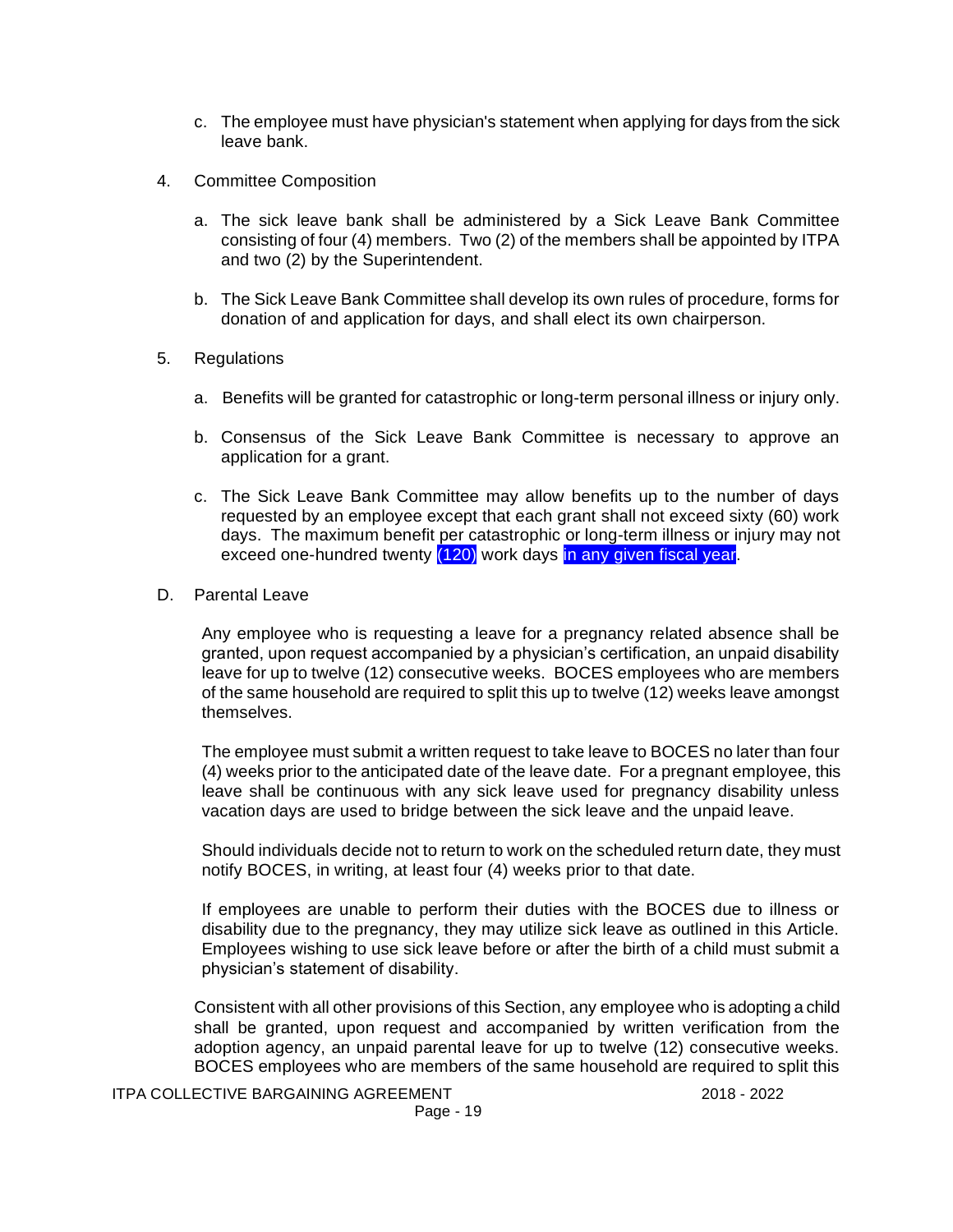c. The employee must have physician's statement when applying for days from the sick leave bank.

4. Committee Composition

   a. The sick leave bank shall be administered by a Sick Leave Bank Committee consisting of four (4) members. Two (2) of the members shall be appointed by ITPA and two (2) by the Superintendent.

   b. The Sick Leave Bank Committee shall develop its own rules of procedure, forms for donation of and application for days, and shall elect its own chairperson.

5. Regulations

   a. Benefits will be granted for catastrophic or long-term personal illness or injury only.

   b. Consensus of the Sick Leave Bank Committee is necessary to approve an application for a grant.

   c. The Sick Leave Bank Committee may allow benefits up to the number of days requested by an employee except that each grant shall not exceed sixty (60) work days. The maximum benefit per catastrophic or long-term illness or injury may not exceed one-hundred twenty (120) work days in any given fiscal year.

D. Parental Leave

Any employee who is requesting a leave for a pregnancy related absence shall be granted, upon request accompanied by a physician's certification, an unpaid disability leave for up to twelve (12) consecutive weeks. BOCES employees who are members of the same household are required to split this up to twelve (12) weeks leave amongst themselves.

The employee must submit a written request to take leave to BOCES no later than four (4) weeks prior to the anticipated date of the leave date. For a pregnant employee, this leave shall be continuous with any sick leave used for pregnancy disability unless vacation days are used to bridge between the sick leave and the unpaid leave.

Should individuals decide not to return to work on the scheduled return date, they must notify BOCES, in writing, at least four (4) weeks prior to that date.

If employees are unable to perform their duties with the BOCES due to illness or disability due to the pregnancy, they may utilize sick leave as outlined in this Article. Employees wishing to use sick leave before or after the birth of a child must submit a physician's statement of disability.

Consistent with all other provisions of this Section, any employee who is adopting a child shall be granted, upon request and accompanied by written verification from the adoption agency, an unpaid parental leave for up to twelve (12) consecutive weeks. BOCES employees who are members of the same household are required to split this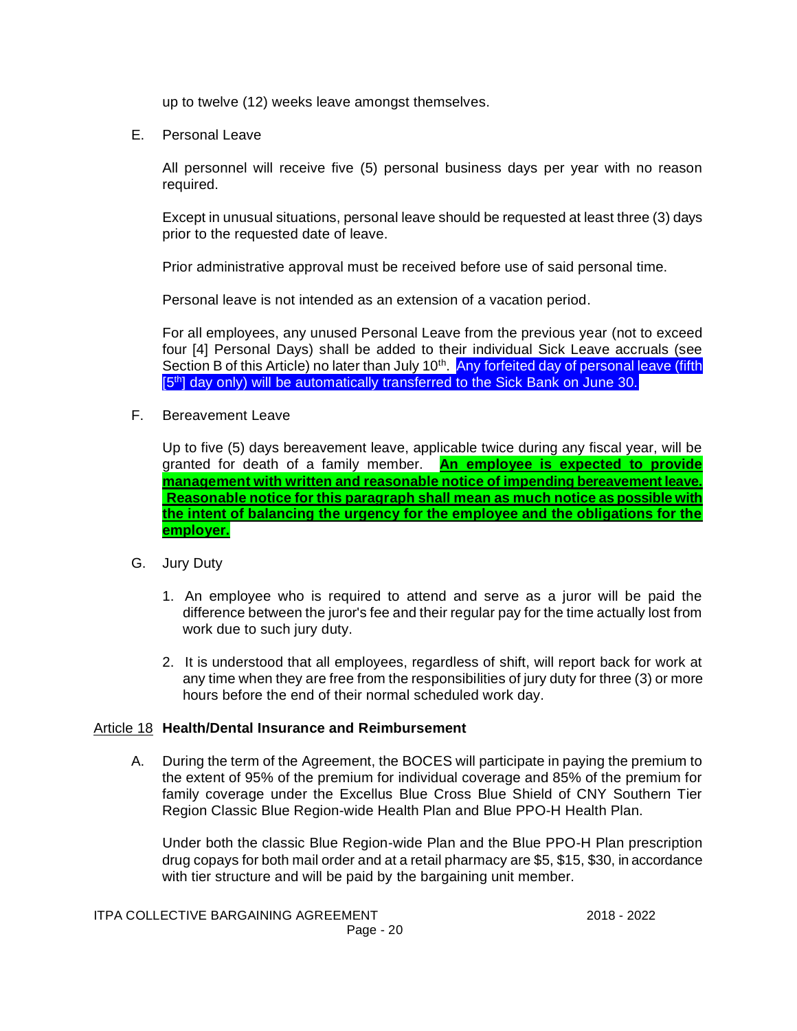up to twelve (12) weeks leave amongst themselves.

E. Personal Leave

All personnel will receive five (5) personal business days per year with no reason required.

Except in unusual situations, personal leave should be requested at least three (3) days prior to the requested date of leave.

Prior administrative approval must be received before use of said personal time.

Personal leave is not intended as an extension of a vacation period.

For all employees, any unused Personal Leave from the previous year (not to exceed four [4] Personal Days) shall be added to their individual Sick Leave accruals (see Section B of this Article) no later than July 10th. Any forfeited day of personal leave (fifth [5th] day only) will be automatically transferred to the Sick Bank on June 30.

F. Bereavement Leave

Up to five (5) days bereavement leave, applicable twice during any fiscal year, will be granted for death of a family member. **An employee is expected to provide management with written and reasonable notice of impending bereavement leave. Reasonable notice for this paragraph shall mean as much notice as possible with the intent of balancing the urgency for the employee and the obligations for the employer.**

G. Jury Duty

1. An employee who is required to attend and serve as a juror will be paid the difference between the juror's fee and their regular pay for the time actually lost from work due to such jury duty.

2. It is understood that all employees, regardless of shift, will report back for work at any time when they are free from the responsibilities of jury duty for three (3) or more hours before the end of their normal scheduled work day.

## Article 18 **Health/Dental Insurance and Reimbursement**

A. During the term of the Agreement, the BOCES will participate in paying the premium to the extent of 95% of the premium for individual coverage and 85% of the premium for family coverage under the Excellus Blue Cross Blue Shield of CNY Southern Tier Region Classic Blue Region-wide Health Plan and Blue PPO-H Health Plan.

Under both the classic Blue Region-wide Plan and the Blue PPO-H Plan prescription drug copays for both mail order and at a retail pharmacy are $5, $15, $30, in accordance with tier structure and will be paid by the bargaining unit member.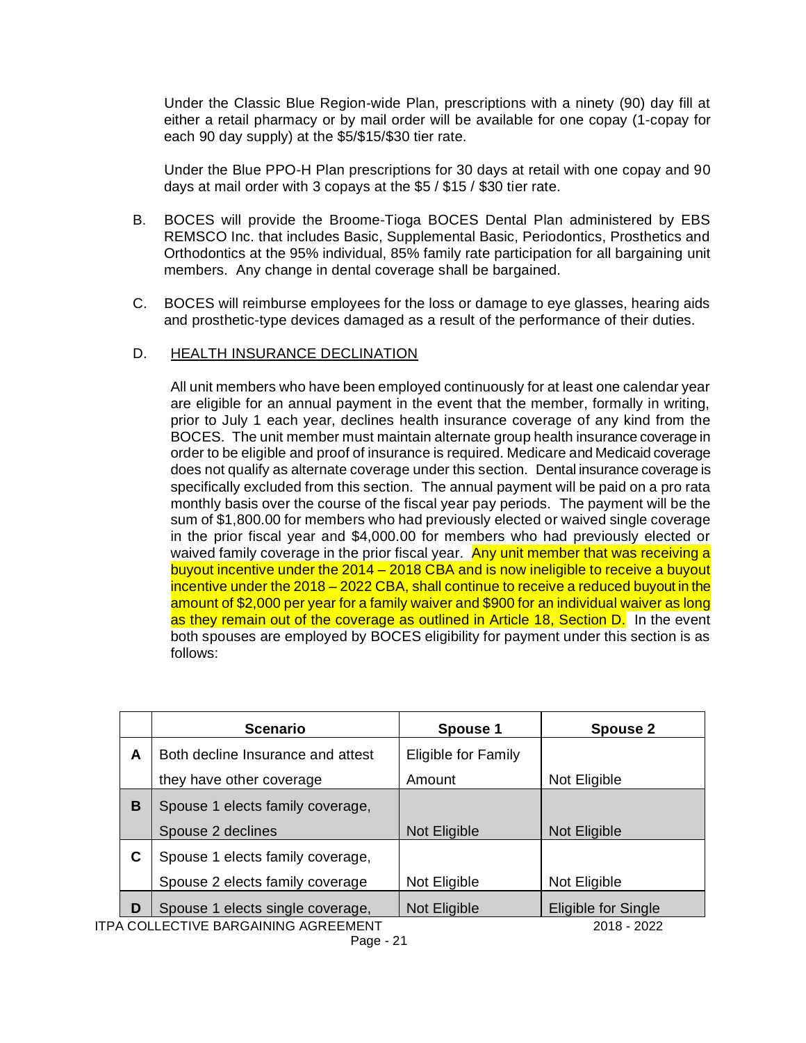Under the Classic Blue Region-wide Plan, prescriptions with a ninety (90) day fill at either a retail pharmacy or by mail order will be available for one copay (1-copay for each 90 day supply) at the $5/$15/$30 tier rate.

Under the Blue PPO-H Plan prescriptions for 30 days at retail with one copay and 90 days at mail order with 3 copays at the $5 / $15 / $30 tier rate.

B. BOCES will provide the Broome-Tioga BOCES Dental Plan administered by EBS REMSCO Inc. that includes Basic, Supplemental Basic, Periodontics, Prosthetics and Orthodontics at the 95% individual, 85% family rate participation for all bargaining unit members. Any change in dental coverage shall be bargained.

C. BOCES will reimburse employees for the loss or damage to eye glasses, hearing aids and prosthetic-type devices damaged as a result of the performance of their duties.

D. HEALTH INSURANCE DECLINATION

All unit members who have been employed continuously for at least one calendar year are eligible for an annual payment in the event that the member, formally in writing, prior to July 1 each year, declines health insurance coverage of any kind from the BOCES. The unit member must maintain alternate group health insurance coverage in order to be eligible and proof of insurance is required. Medicare and Medicaid coverage does not qualify as alternate coverage under this section. Dental insurance coverage is specifically excluded from this section. The annual payment will be paid on a pro rata monthly basis over the course of the fiscal year pay periods. The payment will be the sum of $1,800.00 for members who had previously elected or waived single coverage in the prior fiscal year and $4,000.00 for members who had previously elected or waived family coverage in the prior fiscal year. Any unit member that was receiving a buyout incentive under the 2014 – 2018 CBA and is now ineligible to receive a buyout incentive under the 2018 – 2022 CBA, shall continue to receive a reduced buyout in the amount of $2,000 per year for a family waiver and $900 for an individual waiver as long as they remain out of the coverage as outlined in Article 18, Section D. In the event both spouses are employed by BOCES eligibility for payment under this section is as follows:

| | Scenario | Spouse 1 | Spouse 2 |
|---|---|---|---|
| A | Both decline Insurance and attest they have other coverage | Eligible for Family Amount | Not Eligible |
| B | Spouse 1 elects family coverage, Spouse 2 declines | Not Eligible | Not Eligible |
| C | Spouse 1 elects family coverage, Spouse 2 elects family coverage | Not Eligible | Not Eligible |
| D | Spouse 1 elects single coverage, | Not Eligible | Eligible for Single |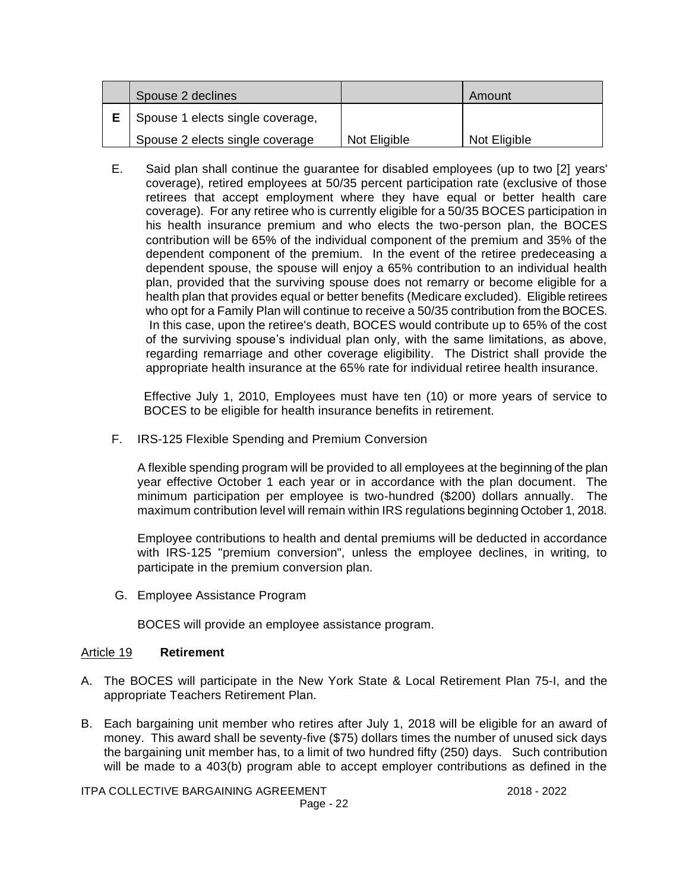| | Spouse 2 declines | | Amount |
|---|---|---|---|
| **E** | Spouse 1 elects single coverage, Spouse 2 elects single coverage | Not Eligible | Not Eligible |

E. Said plan shall continue the guarantee for disabled employees (up to two [2] years' coverage), retired employees at 50/35 percent participation rate (exclusive of those retirees that accept employment where they have equal or better health care coverage). For any retiree who is currently eligible for a 50/35 BOCES participation in his health insurance premium and who elects the two-person plan, the BOCES contribution will be 65% of the individual component of the premium and 35% of the dependent component of the premium. In the event of the retiree predeceasing a dependent spouse, the spouse will enjoy a 65% contribution to an individual health plan, provided that the surviving spouse does not remarry or become eligible for a health plan that provides equal or better benefits (Medicare excluded). Eligible retirees who opt for a Family Plan will continue to receive a 50/35 contribution from the BOCES. In this case, upon the retiree's death, BOCES would contribute up to 65% of the cost of the surviving spouse's individual plan only, with the same limitations, as above, regarding remarriage and other coverage eligibility. The District shall provide the appropriate health insurance at the 65% rate for individual retiree health insurance.

Effective July 1, 2010, Employees must have ten (10) or more years of service to BOCES to be eligible for health insurance benefits in retirement.

F. IRS-125 Flexible Spending and Premium Conversion

A flexible spending program will be provided to all employees at the beginning of the plan year effective October 1 each year or in accordance with the plan document. The minimum participation per employee is two-hundred ($200) dollars annually. The maximum contribution level will remain within IRS regulations beginning October 1, 2018.

Employee contributions to health and dental premiums will be deducted in accordance with IRS-125 "premium conversion", unless the employee declines, in writing, to participate in the premium conversion plan.

G. Employee Assistance Program

BOCES will provide an employee assistance program.

## Article 19 **Retirement**

A. The BOCES will participate in the New York State & Local Retirement Plan 75-I, and the appropriate Teachers Retirement Plan.

B. Each bargaining unit member who retires after July 1, 2018 will be eligible for an award of money. This award shall be seventy-five ($75) dollars times the number of unused sick days the bargaining unit member has, to a limit of two hundred fifty (250) days. Such contribution will be made to a 403(b) program able to accept employer contributions as defined in the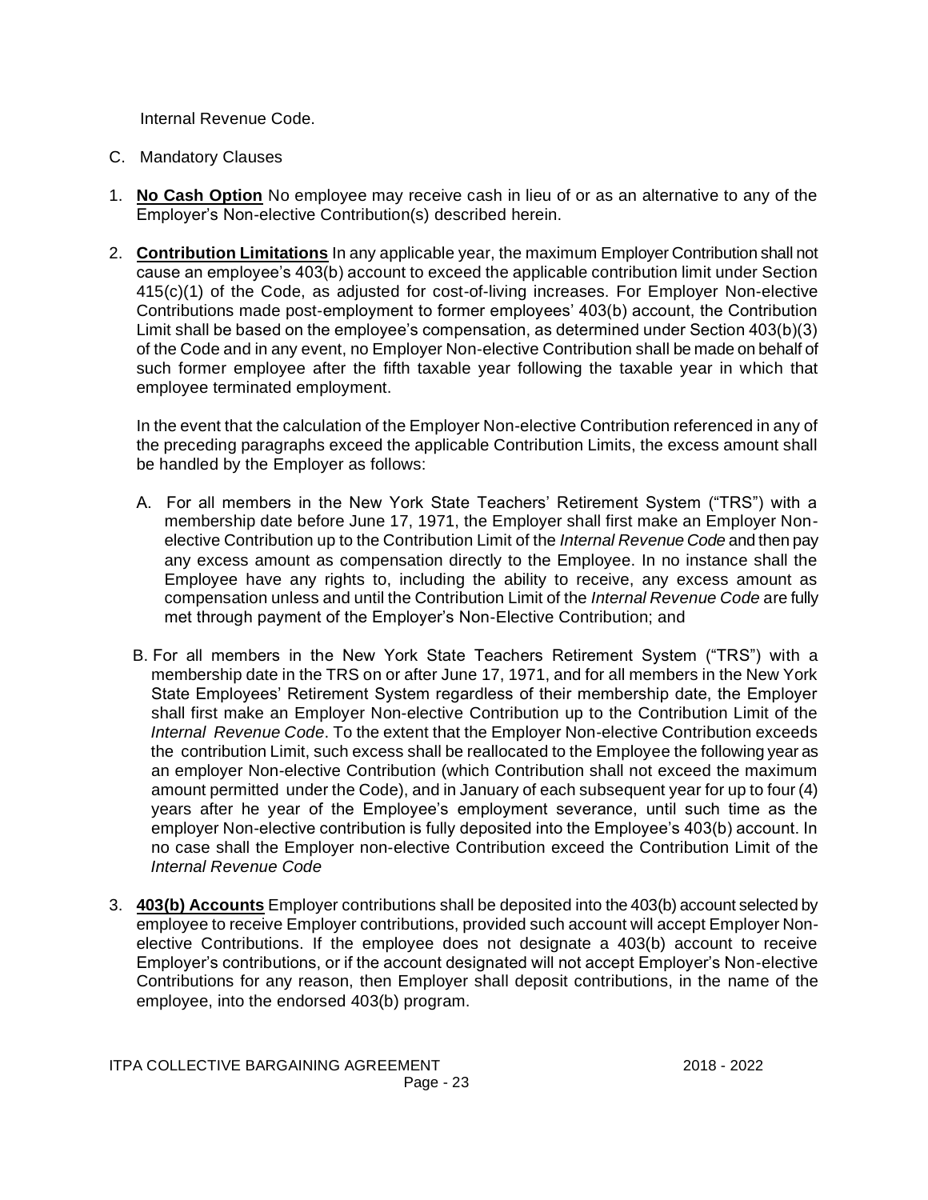Internal Revenue Code.

C. Mandatory Clauses

1. **No Cash Option** No employee may receive cash in lieu of or as an alternative to any of the Employer's Non-elective Contribution(s) described herein.

2. **Contribution Limitations** In any applicable year, the maximum Employer Contribution shall not cause an employee's 403(b) account to exceed the applicable contribution limit under Section 415(c)(1) of the Code, as adjusted for cost-of-living increases. For Employer Non-elective Contributions made post-employment to former employees' 403(b) account, the Contribution Limit shall be based on the employee's compensation, as determined under Section 403(b)(3) of the Code and in any event, no Employer Non-elective Contribution shall be made on behalf of such former employee after the fifth taxable year following the taxable year in which that employee terminated employment.

   In the event that the calculation of the Employer Non-elective Contribution referenced in any of the preceding paragraphs exceed the applicable Contribution Limits, the excess amount shall be handled by the Employer as follows:

   A. For all members in the New York State Teachers' Retirement System ("TRS") with a membership date before June 17, 1971, the Employer shall first make an Employer Non-elective Contribution up to the Contribution Limit of the *Internal Revenue Code* and then pay any excess amount as compensation directly to the Employee. In no instance shall the Employee have any rights to, including the ability to receive, any excess amount as compensation unless and until the Contribution Limit of the *Internal Revenue Code* are fully met through payment of the Employer's Non-Elective Contribution; and

   B. For all members in the New York State Teachers Retirement System ("TRS") with a membership date in the TRS on or after June 17, 1971, and for all members in the New York State Employees' Retirement System regardless of their membership date, the Employer shall first make an Employer Non-elective Contribution up to the Contribution Limit of the *Internal Revenue Code*. To the extent that the Employer Non-elective Contribution exceeds the contribution Limit, such excess shall be reallocated to the Employee the following year as an employer Non-elective Contribution (which Contribution shall not exceed the maximum amount permitted under the Code), and in January of each subsequent year for up to four (4) years after he year of the Employee's employment severance, until such time as the employer Non-elective contribution is fully deposited into the Employee's 403(b) account. In no case shall the Employer non-elective Contribution exceed the Contribution Limit of the *Internal Revenue Code*

3. **403(b) Accounts** Employer contributions shall be deposited into the 403(b) account selected by employee to receive Employer contributions, provided such account will accept Employer Non-elective Contributions. If the employee does not designate a 403(b) account to receive Employer's contributions, or if the account designated will not accept Employer's Non-elective Contributions for any reason, then Employer shall deposit contributions, in the name of the employee, into the endorsed 403(b) program.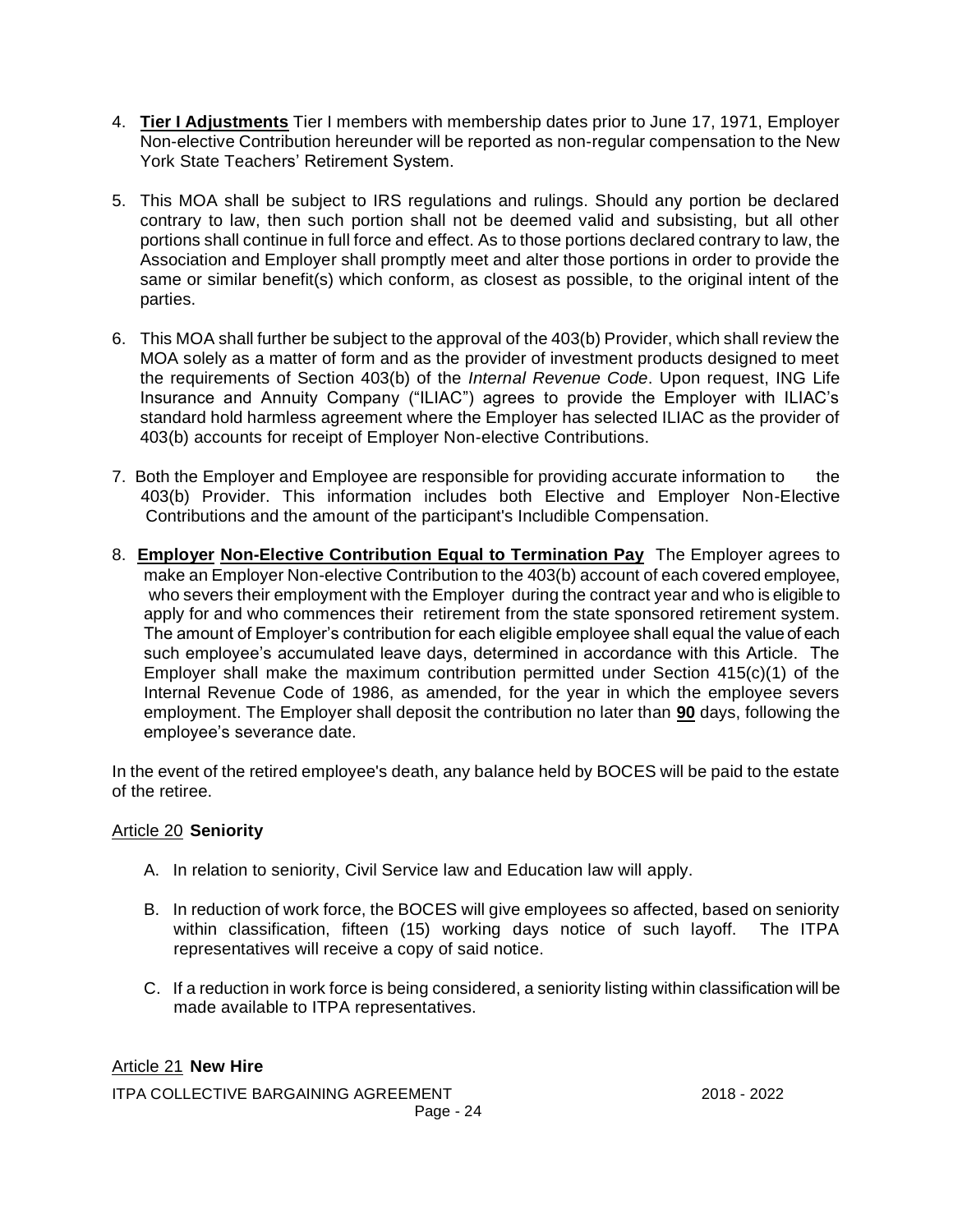4. **Tier I Adjustments** Tier I members with membership dates prior to June 17, 1971, Employer Non-elective Contribution hereunder will be reported as non-regular compensation to the New York State Teachers' Retirement System.

5. This MOA shall be subject to IRS regulations and rulings. Should any portion be declared contrary to law, then such portion shall not be deemed valid and subsisting, but all other portions shall continue in full force and effect. As to those portions declared contrary to law, the Association and Employer shall promptly meet and alter those portions in order to provide the same or similar benefit(s) which conform, as closest as possible, to the original intent of the parties.

6. This MOA shall further be subject to the approval of the 403(b) Provider, which shall review the MOA solely as a matter of form and as the provider of investment products designed to meet the requirements of Section 403(b) of the *Internal Revenue Code*. Upon request, ING Life Insurance and Annuity Company ("ILIAC") agrees to provide the Employer with ILIAC's standard hold harmless agreement where the Employer has selected ILIAC as the provider of 403(b) accounts for receipt of Employer Non-elective Contributions.

7. Both the Employer and Employee are responsible for providing accurate information to the 403(b) Provider. This information includes both Elective and Employer Non-Elective Contributions and the amount of the participant's Includible Compensation.

8. **Employer Non-Elective Contribution Equal to Termination Pay** The Employer agrees to make an Employer Non-elective Contribution to the 403(b) account of each covered employee, who severs their employment with the Employer during the contract year and who is eligible to apply for and who commences their retirement from the state sponsored retirement system. The amount of Employer's contribution for each eligible employee shall equal the value of each such employee's accumulated leave days, determined in accordance with this Article. The Employer shall make the maximum contribution permitted under Section 415(c)(1) of the Internal Revenue Code of 1986, as amended, for the year in which the employee severs employment. The Employer shall deposit the contribution no later than **90** days, following the employee's severance date.

In the event of the retired employee's death, any balance held by BOCES will be paid to the estate of the retiree.

## Article 20 **Seniority**

A. In relation to seniority, Civil Service law and Education law will apply.

B. In reduction of work force, the BOCES will give employees so affected, based on seniority within classification, fifteen (15) working days notice of such layoff. The ITPA representatives will receive a copy of said notice.

C. If a reduction in work force is being considered, a seniority listing within classification will be made available to ITPA representatives.

## Article 21 **New Hire**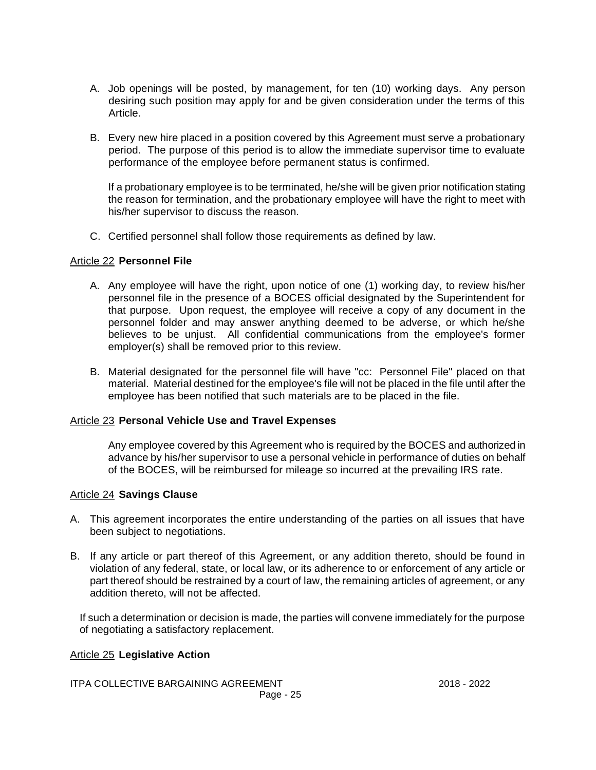A. Job openings will be posted, by management, for ten (10) working days. Any person desiring such position may apply for and be given consideration under the terms of this Article.

B. Every new hire placed in a position covered by this Agreement must serve a probationary period. The purpose of this period is to allow the immediate supervisor time to evaluate performance of the employee before permanent status is confirmed.

   If a probationary employee is to be terminated, he/she will be given prior notification stating the reason for termination, and the probationary employee will have the right to meet with his/her supervisor to discuss the reason.

C. Certified personnel shall follow those requirements as defined by law.

## Article 22 **Personnel File**

A. Any employee will have the right, upon notice of one (1) working day, to review his/her personnel file in the presence of a BOCES official designated by the Superintendent for that purpose. Upon request, the employee will receive a copy of any document in the personnel folder and may answer anything deemed to be adverse, or which he/she believes to be unjust. All confidential communications from the employee's former employer(s) shall be removed prior to this review.

B. Material designated for the personnel file will have "cc: Personnel File" placed on that material. Material destined for the employee's file will not be placed in the file until after the employee has been notified that such materials are to be placed in the file.

## Article 23 **Personal Vehicle Use and Travel Expenses**

Any employee covered by this Agreement who is required by the BOCES and authorized in advance by his/her supervisor to use a personal vehicle in performance of duties on behalf of the BOCES, will be reimbursed for mileage so incurred at the prevailing IRS rate.

## Article 24 **Savings Clause**

A. This agreement incorporates the entire understanding of the parties on all issues that have been subject to negotiations.

B. If any article or part thereof of this Agreement, or any addition thereto, should be found in violation of any federal, state, or local law, or its adherence to or enforcement of any article or part thereof should be restrained by a court of law, the remaining articles of agreement, or any addition thereto, will not be affected.

If such a determination or decision is made, the parties will convene immediately for the purpose of negotiating a satisfactory replacement.

## Article 25 **Legislative Action**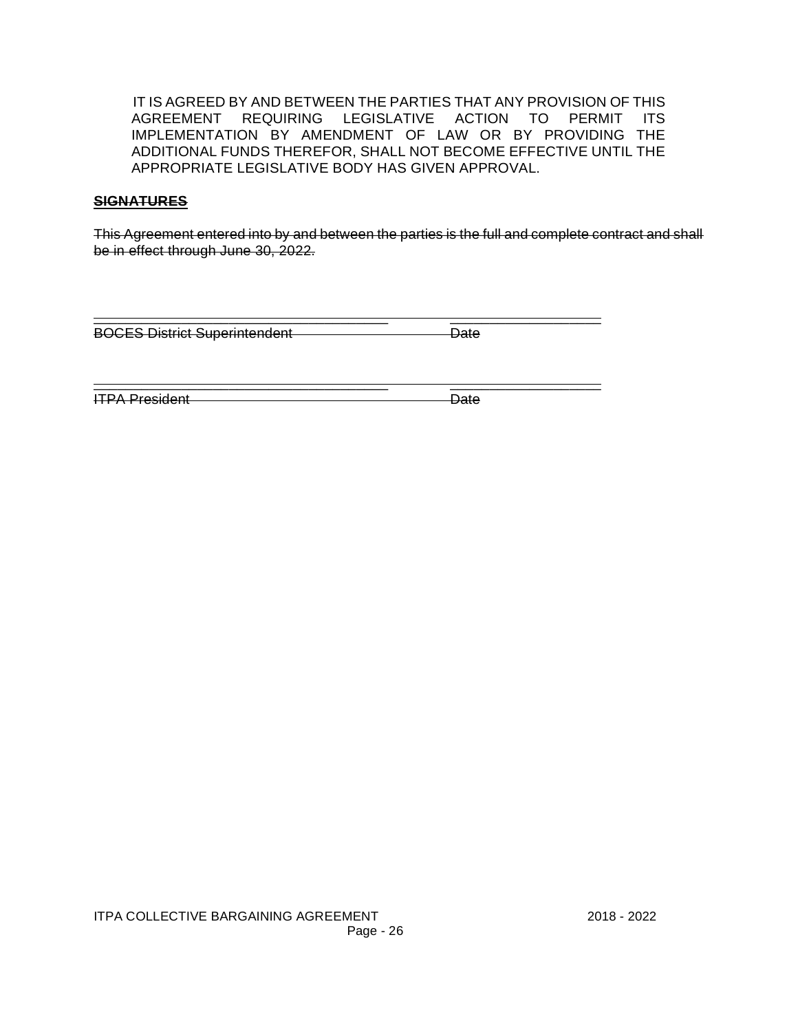IT IS AGREED BY AND BETWEEN THE PARTIES THAT ANY PROVISION OF THIS AGREEMENT REQUIRING LEGISLATIVE ACTION TO PERMIT ITS IMPLEMENTATION BY AMENDMENT OF LAW OR BY PROVIDING THE ADDITIONAL FUNDS THEREFOR, SHALL NOT BECOME EFFECTIVE UNTIL THE APPROPRIATE LEGISLATIVE BODY HAS GIVEN APPROVAL.

**~~SIGNATURES~~**

~~This Agreement entered into by and between the parties is the full and complete contract and shall be in effect through June 30, 2022.~~

\_\_\_\_\_\_\_\_\_\_\_\_\_\_\_\_\_\_\_\_\_\_\_\_\_\_\_\_\_\_\_\_\_\_\_\_\_\_\_\_ \_\_\_\_\_\_\_\_\_\_\_\_\_\_\_\_\_\_\_\_

~~BOCES District Superintendent~~ ~~Date~~

\_\_\_\_\_\_\_\_\_\_\_\_\_\_\_\_\_\_\_\_\_\_\_\_\_\_\_\_\_\_\_\_\_\_\_\_\_\_\_\_ \_\_\_\_\_\_\_\_\_\_\_\_\_\_\_\_\_\_\_\_

~~ITPA President~~ ~~Date~~